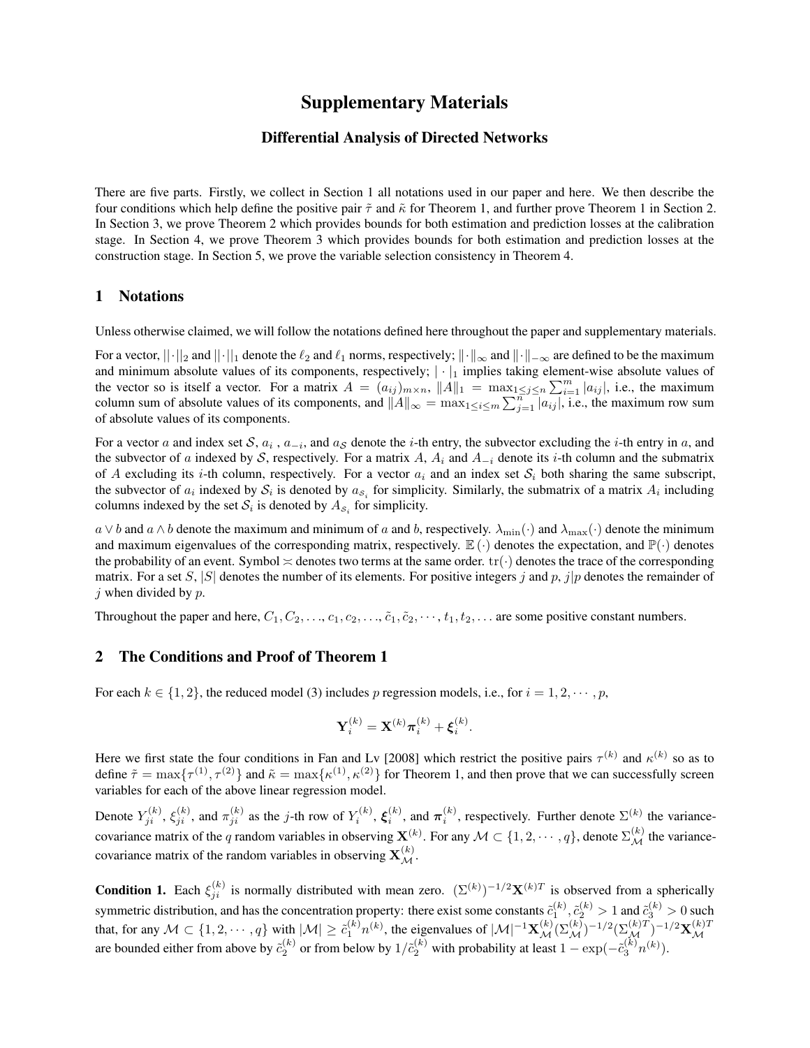# Supplementary Materials

## Differential Analysis of Directed Networks

There are five parts. Firstly, we collect in Section 1 all notations used in our paper and here. We then describe the four conditions which help define the positive pair $\tilde{\tau}$ and $\tilde{\kappa}$ for Theorem 1, and further prove Theorem 1 in Section 2. In Section 3, we prove Theorem 2 which provides bounds for both estimation and prediction losses at the calibration stage. In Section 4, we prove Theorem 3 which provides bounds for both estimation and prediction losses at the construction stage. In Section 5, we prove the variable selection consistency in Theorem 4.

## 1 Notations

Unless otherwise claimed, we will follow the notations defined here throughout the paper and supplementary materials.

For a vector, $||\cdot||_2$ and $||\cdot||_1$ denote the $\ell_2$ and $\ell_1$ norms, respectively; $\|\cdot\|_\infty$ and $\|\cdot\|_{-\infty}$ are defined to be the maximum and minimum absolute values of its components, respectively; $|\cdot|_1$ implies taking element-wise absolute values of the vector so is itself a vector. For a matrix $A = (a_{ij})_{m\times n}$, $\|A\|_1 = \max_{1\leq j\leq n}\sum_{i=1}^m |a_{ij}|$, i.e., the maximum column sum of absolute values of its components, and $\|A\|_\infty = \max_{1\leq i\leq m}\sum_{j=1}^n |a_{ij}|$, i.e., the maximum row sum of absolute values of its components.

For a vector $a$ and index set $\mathcal{S}$, $a_i$ , $a_{-i}$, and $a_{\mathcal{S}}$ denote the $i$-th entry, the subvector excluding the $i$-th entry in $a$, and the subvector of $a$ indexed by $\mathcal{S}$, respectively. For a matrix $A$, $A_i$ and $A_{-i}$ denote its $i$-th column and the submatrix of $A$ excluding its $i$-th column, respectively. For a vector $a_i$ and an index set $\mathcal{S}_i$ both sharing the same subscript, the subvector of $a_i$ indexed by $\mathcal{S}_i$ is denoted by $a_{\mathcal{S}_i}$ for simplicity. Similarly, the submatrix of a matrix $A_i$ including columns indexed by the set $\mathcal{S}_i$ is denoted by $A_{\mathcal{S}_i}$ for simplicity.

$a\vee b$ and $a\wedge b$ denote the maximum and minimum of $a$ and $b$, respectively. $\lambda_{\min}(\cdot)$ and $\lambda_{\max}(\cdot)$ denote the minimum and maximum eigenvalues of the corresponding matrix, respectively. $\mathbb{E}(\cdot)$ denotes the expectation, and $\mathbb{P}(\cdot)$ denotes the probability of an event. Symbol $\asymp$ denotes two terms at the same order. $\text{tr}(\cdot)$ denotes the trace of the corresponding matrix. For a set $S$, $|S|$ denotes the number of its elements. For positive integers $j$ and $p$, $j|p$ denotes the remainder of $j$ when divided by $p$.

Throughout the paper and here, $C_1, C_2, \ldots, c_1, c_2, \ldots, \tilde{c}_1, \tilde{c}_2, \cdots, t_1, t_2, \ldots$ are some positive constant numbers.

## 2 The Conditions and Proof of Theorem 1

For each $k\in\{1,2\}$, the reduced model (3) includes $p$ regression models, i.e., for $i = 1, 2, \cdots, p$,

$$\mathbf{Y}_i^{(k)} = \mathbf{X}^{(k)}\boldsymbol{\pi}_i^{(k)} + \boldsymbol{\xi}_i^{(k)}.$$

Here we first state the four conditions in Fan and Lv [2008] which restrict the positive pairs $\tau^{(k)}$ and $\kappa^{(k)}$ so as to define $\tilde{\tau} = \max\{\tau^{(1)}, \tau^{(2)}\}$ and $\tilde{\kappa} = \max\{\kappa^{(1)}, \kappa^{(2)}\}$ for Theorem 1, and then prove that we can successfully screen variables for each of the above linear regression model.

Denote $Y_{ji}^{(k)}$, $\xi_{ji}^{(k)}$, and $\pi_{ji}^{(k)}$ as the $j$-th row of $Y_i^{(k)}$, $\boldsymbol{\xi}_i^{(k)}$, and $\boldsymbol{\pi}_i^{(k)}$, respectively. Further denote $\Sigma^{(k)}$ the variance-covariance matrix of the $q$ random variables in observing $\mathbf{X}^{(k)}$. For any $\mathcal{M}\subset\{1,2,\cdots,q\}$, denote $\Sigma_{\mathcal{M}}^{(k)}$ the variance-covariance matrix of the random variables in observing $\mathbf{X}_{\mathcal{M}}^{(k)}$.

**Condition 1.** Each $\xi_{ji}^{(k)}$ is normally distributed with mean zero. $(\Sigma^{(k)})^{-1/2}\mathbf{X}^{(k)T}$ is observed from a spherically symmetric distribution, and has the concentration property: there exist some constants $\tilde{c}_1^{(k)}, \tilde{c}_2^{(k)} > 1$ and $\tilde{c}_3^{(k)} > 0$ such that, for any $\mathcal{M}\subset\{1,2,\cdots,q\}$ with $|\mathcal{M}|\geq\tilde{c}_1^{(k)}n^{(k)}$, the eigenvalues of $|\mathcal{M}|^{-1}\mathbf{X}_{\mathcal{M}}^{(k)}(\Sigma_{\mathcal{M}}^{(k)})^{-1/2}(\Sigma_{\mathcal{M}}^{(k)T})^{-1/2}\mathbf{X}_{\mathcal{M}}^{(k)T}$ are bounded either from above by $\tilde{c}_2^{(k)}$ or from below by $1/\tilde{c}_2^{(k)}$ with probability at least $1-\exp(-\tilde{c}_3^{(k)}n^{(k)})$.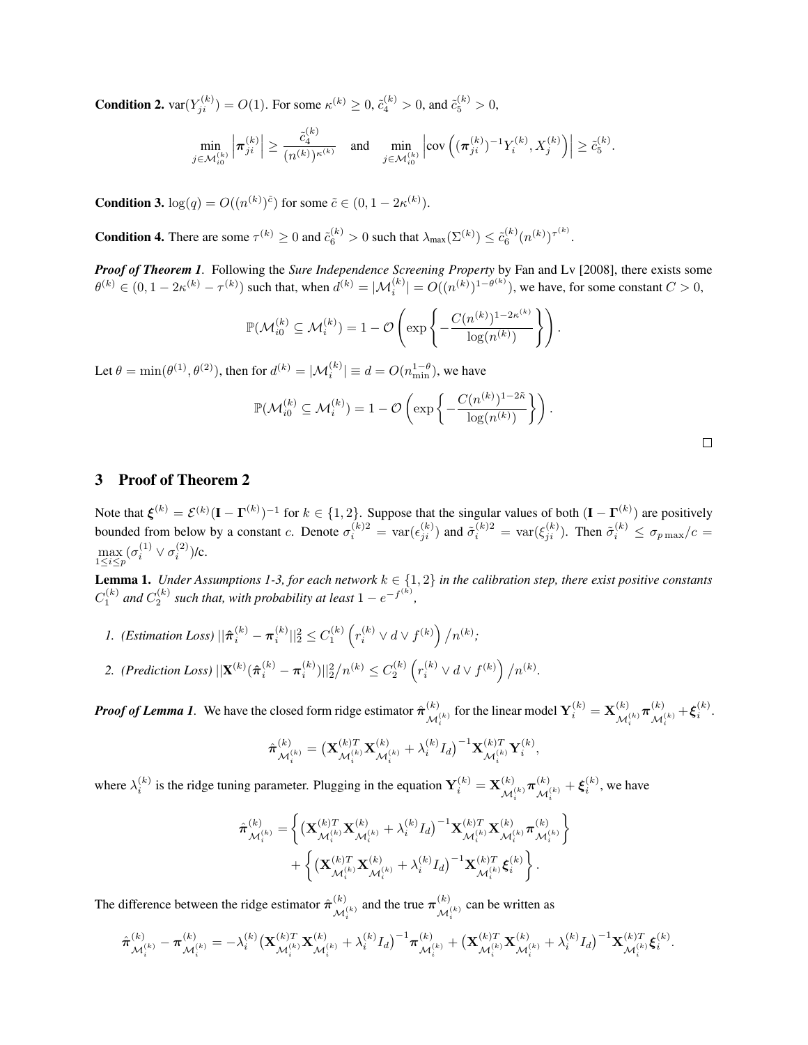**Condition 2.** $\text{var}(Y_{ji}^{(k)}) = O(1)$. For some $\kappa^{(k)} \geq 0$, $\tilde{c}_4^{(k)} > 0$, and $\tilde{c}_5^{(k)} > 0$,

$$\min_{j \in \mathcal{M}_{i0}^{(k)}} \left| \boldsymbol{\pi}_{ji}^{(k)} \right| \geq \frac{\tilde{c}_4^{(k)}}{(n^{(k)})^{\kappa^{(k)}}} \quad \text{and} \quad \min_{j \in \mathcal{M}_{i0}^{(k)}} \left| \text{cov}\left( (\boldsymbol{\pi}_{ji}^{(k)})^{-1} Y_i^{(k)}, X_j^{(k)} \right) \right| \geq \tilde{c}_5^{(k)}.$$

**Condition 3.** $\log(q) = O((n^{(k)})^{\tilde{c}})$ for some $\tilde{c} \in (0, 1 - 2\kappa^{(k)})$.

**Condition 4.** There are some $\tau^{(k)} \geq 0$ and $\tilde{c}_6^{(k)} > 0$ such that $\lambda_{\max}(\Sigma^{(k)}) \leq \tilde{c}_6^{(k)} (n^{(k)})^{\tau^{(k)}}$.

***Proof of Theorem 1***. Following the *Sure Independence Screening Property* by Fan and Lv [2008], there exists some $\theta^{(k)} \in (0, 1 - 2\kappa^{(k)} - \tau^{(k)})$ such that, when $d^{(k)} = |\mathcal{M}_i^{(k)}| = O((n^{(k)})^{1-\theta^{(k)}})$, we have, for some constant $C > 0$,

$$\mathbb{P}(\mathcal{M}_{i0}^{(k)} \subseteq \mathcal{M}_i^{(k)}) = 1 - \mathcal{O}\left( \exp\left\{ -\frac{C(n^{(k)})^{1-2\kappa^{(k)}}}{\log(n^{(k)})} \right\} \right).$$

Let $\theta = \min(\theta^{(1)}, \theta^{(2)})$, then for $d^{(k)} = |\mathcal{M}_i^{(k)}| \equiv d = O(n_{\min}^{1-\theta})$, we have

$$\mathbb{P}(\mathcal{M}_{i0}^{(k)} \subseteq \mathcal{M}_i^{(k)}) = 1 - \mathcal{O}\left( \exp\left\{ -\frac{C(n^{(k)})^{1-2\tilde{\kappa}}}{\log(n^{(k)})} \right\} \right).$$

□

## 3 Proof of Theorem 2

Note that $\boldsymbol{\xi}^{(k)} = \mathcal{E}^{(k)}(\mathbf{I} - \boldsymbol{\Gamma}^{(k)})^{-1}$ for $k \in \{1, 2\}$. Suppose that the singular values of both $(\mathbf{I} - \boldsymbol{\Gamma}^{(k)})$ are positively bounded from below by a constant $c$. Denote $\sigma_i^{(k)2} = \text{var}(\epsilon_{ji}^{(k)})$ and $\tilde{\sigma}_i^{(k)2} = \text{var}(\xi_{ji}^{(k)})$. Then $\tilde{\sigma}_i^{(k)} \leq \sigma_{p\max}/c = \max\limits_{1 \leq i \leq p} (\sigma_i^{(1)} \vee \sigma_i^{(2)})$/c.

**Lemma 1.** *Under Assumptions 1-3, for each network $k \in \{1, 2\}$ in the calibration step, there exist positive constants $C_1^{(k)}$ and $C_2^{(k)}$ such that, with probability at least $1 - e^{-f^{(k)}}$,*

1. *(Estimation Loss)* $||\hat{\boldsymbol{\pi}}_i^{(k)} - \boldsymbol{\pi}_i^{(k)}||_2^2 \leq C_1^{(k)} \left( r_i^{(k)} \vee d \vee f^{(k)} \right) / n^{(k)}$*;*
2. *(Prediction Loss)* $||\mathbf{X}^{(k)}(\hat{\boldsymbol{\pi}}_i^{(k)} - \boldsymbol{\pi}_i^{(k)})||_2^2 / n^{(k)} \leq C_2^{(k)} \left( r_i^{(k)} \vee d \vee f^{(k)} \right) / n^{(k)}$.

***Proof of Lemma 1***. We have the closed form ridge estimator $\hat{\boldsymbol{\pi}}_{\mathcal{M}_i^{(k)}}^{(k)}$ for the linear model $\mathbf{Y}_i^{(k)} = \mathbf{X}_{\mathcal{M}_i^{(k)}}^{(k)} \boldsymbol{\pi}_{\mathcal{M}_i^{(k)}}^{(k)} + \boldsymbol{\xi}_i^{(k)}$.

$$\hat{\boldsymbol{\pi}}_{\mathcal{M}_i^{(k)}}^{(k)} = \left( \mathbf{X}_{\mathcal{M}_i^{(k)}}^{(k)T} \mathbf{X}_{\mathcal{M}_i^{(k)}}^{(k)} + \lambda_i^{(k)} I_d \right)^{-1} \mathbf{X}_{\mathcal{M}_i^{(k)}}^{(k)T} \mathbf{Y}_i^{(k)},$$

where $\lambda_i^{(k)}$ is the ridge tuning parameter. Plugging in the equation $\mathbf{Y}_i^{(k)} = \mathbf{X}_{\mathcal{M}_i^{(k)}}^{(k)} \boldsymbol{\pi}_{\mathcal{M}_i^{(k)}}^{(k)} + \boldsymbol{\xi}_i^{(k)}$, we have

$$\begin{aligned}
\hat{\boldsymbol{\pi}}_{\mathcal{M}_i^{(k)}}^{(k)} = &\left\{ \left( \mathbf{X}_{\mathcal{M}_i^{(k)}}^{(k)T} \mathbf{X}_{\mathcal{M}_i^{(k)}}^{(k)} + \lambda_i^{(k)} I_d \right)^{-1} \mathbf{X}_{\mathcal{M}_i^{(k)}}^{(k)T} \mathbf{X}_{\mathcal{M}_i^{(k)}}^{(k)} \boldsymbol{\pi}_{\mathcal{M}_i^{(k)}}^{(k)} \right\} \\
&+ \left\{ \left( \mathbf{X}_{\mathcal{M}_i^{(k)}}^{(k)T} \mathbf{X}_{\mathcal{M}_i^{(k)}}^{(k)} + \lambda_i^{(k)} I_d \right)^{-1} \mathbf{X}_{\mathcal{M}_i^{(k)}}^{(k)T} \boldsymbol{\xi}_i^{(k)} \right\}.
\end{aligned}$$

The difference between the ridge estimator $\hat{\boldsymbol{\pi}}_{\mathcal{M}_i^{(k)}}^{(k)}$ and the true $\boldsymbol{\pi}_{\mathcal{M}_i^{(k)}}^{(k)}$ can be written as

$$\hat{\boldsymbol{\pi}}_{\mathcal{M}_i^{(k)}}^{(k)} - \boldsymbol{\pi}_{\mathcal{M}_i^{(k)}}^{(k)} = -\lambda_i^{(k)} \left( \mathbf{X}_{\mathcal{M}_i^{(k)}}^{(k)T} \mathbf{X}_{\mathcal{M}_i^{(k)}}^{(k)} + \lambda_i^{(k)} I_d \right)^{-1} \boldsymbol{\pi}_{\mathcal{M}_i^{(k)}}^{(k)} + \left( \mathbf{X}_{\mathcal{M}_i^{(k)}}^{(k)T} \mathbf{X}_{\mathcal{M}_i^{(k)}}^{(k)} + \lambda_i^{(k)} I_d \right)^{-1} \mathbf{X}_{\mathcal{M}_i^{(k)}}^{(k)T} \boldsymbol{\xi}_i^{(k)}.$$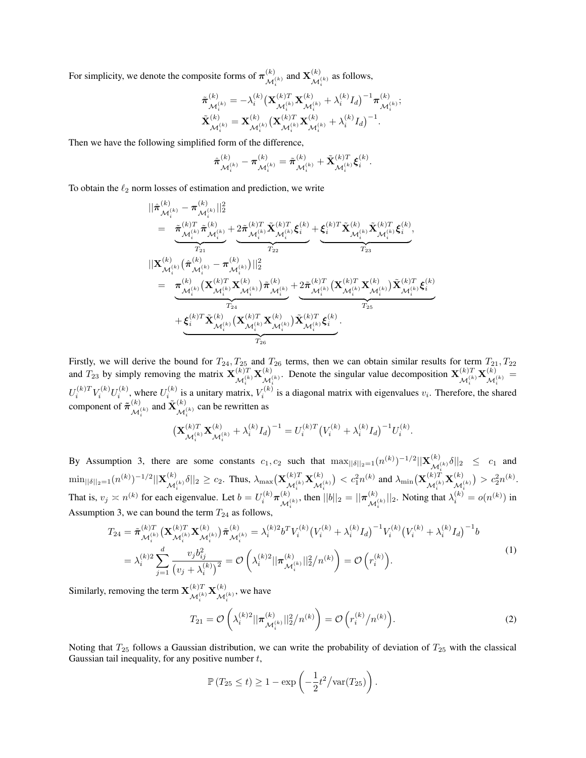For simplicity, we denote the composite forms of $\boldsymbol{\pi}^{(k)}_{\mathcal{M}_i^{(k)}}$ and $\mathbf{X}^{(k)}_{\mathcal{M}_i^{(k)}}$ as follows,

$$
\begin{aligned}
\tilde{\boldsymbol{\pi}}^{(k)}_{\mathcal{M}_i^{(k)}} &= -\lambda_i^{(k)}\big(\mathbf{X}^{(k)T}_{\mathcal{M}_i^{(k)}}\mathbf{X}^{(k)}_{\mathcal{M}_i^{(k)}} + \lambda_i^{(k)} I_d\big)^{-1}\boldsymbol{\pi}^{(k)}_{\mathcal{M}_i^{(k)}};\\
\tilde{\mathbf{X}}^{(k)}_{\mathcal{M}_i^{(k)}} &= \mathbf{X}^{(k)}_{\mathcal{M}_i^{(k)}}\big(\mathbf{X}^{(k)T}_{\mathcal{M}_i^{(k)}}\mathbf{X}^{(k)}_{\mathcal{M}_i^{(k)}} + \lambda_i^{(k)} I_d\big)^{-1}.
\end{aligned}
$$

Then we have the following simplified form of the difference,

$$
\hat{\boldsymbol{\pi}}^{(k)}_{\mathcal{M}_i^{(k)}} - \boldsymbol{\pi}^{(k)}_{\mathcal{M}_i^{(k)}} = \tilde{\boldsymbol{\pi}}^{(k)}_{\mathcal{M}_i^{(k)}} + \tilde{\mathbf{X}}^{(k)T}_{\mathcal{M}_i^{(k)}}\boldsymbol{\xi}_i^{(k)}.
$$

To obtain the $\ell_2$ norm losses of estimation and prediction, we write

$$
\begin{aligned}
&||\hat{\boldsymbol{\pi}}^{(k)}_{\mathcal{M}_i^{(k)}} - \boldsymbol{\pi}^{(k)}_{\mathcal{M}_i^{(k)}}||_2^2\\
&= \underbrace{\tilde{\boldsymbol{\pi}}^{(k)T}_{\mathcal{M}_i^{(k)}}\tilde{\boldsymbol{\pi}}^{(k)}_{\mathcal{M}_i^{(k)}}}_{T_{21}} + \underbrace{2\tilde{\boldsymbol{\pi}}^{(k)T}_{\mathcal{M}_i^{(k)}}\tilde{\mathbf{X}}^{(k)T}_{\mathcal{M}_i^{(k)}}\boldsymbol{\xi}_i^{(k)}}_{T_{22}} + \underbrace{\boldsymbol{\xi}_i^{(k)T}\tilde{\mathbf{X}}^{(k)}_{\mathcal{M}_i^{(k)}}\tilde{\mathbf{X}}^{(k)T}_{\mathcal{M}_i^{(k)}}\boldsymbol{\xi}_i^{(k)}}_{T_{23}},\\
&||\mathbf{X}^{(k)}_{\mathcal{M}_i^{(k)}}\big(\hat{\boldsymbol{\pi}}^{(k)}_{\mathcal{M}_i^{(k)}} - \boldsymbol{\pi}^{(k)}_{\mathcal{M}_i^{(k)}}\big)||_2^2\\
&= \underbrace{\boldsymbol{\pi}^{(k)}_{\mathcal{M}_i^{(k)}}\big(\mathbf{X}^{(k)T}_{\mathcal{M}_i^{(k)}}\mathbf{X}^{(k)}_{\mathcal{M}_i^{(k)}}\big)\tilde{\boldsymbol{\pi}}^{(k)}_{\mathcal{M}_i^{(k)}}}_{T_{24}} + \underbrace{2\tilde{\boldsymbol{\pi}}^{(k)T}_{\mathcal{M}_i^{(k)}}\big(\mathbf{X}^{(k)T}_{\mathcal{M}_i^{(k)}}\mathbf{X}^{(k)}_{\mathcal{M}_i^{(k)}}\big)\tilde{\mathbf{X}}^{(k)T}_{\mathcal{M}_i^{(k)}}\boldsymbol{\xi}_i^{(k)}}_{T_{25}}\\
&\quad + \underbrace{\boldsymbol{\xi}_i^{(k)T}\tilde{\mathbf{X}}^{(k)}_{\mathcal{M}_i^{(k)}}\big(\mathbf{X}^{(k)T}_{\mathcal{M}_i^{(k)}}\mathbf{X}^{(k)}_{\mathcal{M}_i^{(k)}}\big)\tilde{\mathbf{X}}^{(k)T}_{\mathcal{M}_i^{(k)}}\boldsymbol{\xi}_i^{(k)}}_{T_{26}}.
\end{aligned}
$$

Firstly, we will derive the bound for $T_{24}, T_{25}$ and $T_{26}$ terms, then we can obtain similar results for term $T_{21}, T_{22}$ and $T_{23}$ by simply removing the matrix $\mathbf{X}^{(k)T}_{\mathcal{M}_i^{(k)}}\mathbf{X}^{(k)}_{\mathcal{M}_i^{(k)}}$. Denote the singular value decomposition $\mathbf{X}^{(k)T}_{\mathcal{M}_i^{(k)}}\mathbf{X}^{(k)}_{\mathcal{M}_i^{(k)}} = U_i^{(k)T}V_i^{(k)}U_i^{(k)}$, where $U_i^{(k)}$ is a unitary matrix, $V_i^{(k)}$ is a diagonal matrix with eigenvalues $v_i$. Therefore, the shared component of $\tilde{\boldsymbol{\pi}}^{(k)}_{\mathcal{M}_i^{(k)}}$ and $\tilde{\mathbf{X}}^{(k)}_{\mathcal{M}_i^{(k)}}$ can be rewritten as

$$
\big(\mathbf{X}^{(k)T}_{\mathcal{M}_i^{(k)}}\mathbf{X}^{(k)}_{\mathcal{M}_i^{(k)}} + \lambda_i^{(k)} I_d\big)^{-1} = U_i^{(k)T}\big(V_i^{(k)} + \lambda_i^{(k)} I_d\big)^{-1}U_i^{(k)}.
$$

By Assumption 3, there are some constants $c_1, c_2$ such that $\max_{||\delta||_2=1}(n^{(k)})^{-1/2}||\mathbf{X}^{(k)}_{\mathcal{M}_i^{(k)}}\delta||_2 \le c_1$ and $\min_{||\delta||_2=1}(n^{(k)})^{-1/2}||\mathbf{X}^{(k)}_{\mathcal{M}_i^{(k)}}\delta||_2 \ge c_2$. Thus, $\lambda_{\max}\big(\mathbf{X}^{(k)T}_{\mathcal{M}_i^{(k)}}\mathbf{X}^{(k)}_{\mathcal{M}_i^{(k)}}\big) < c_1^2 n^{(k)}$ and $\lambda_{\min}\big(\mathbf{X}^{(k)T}_{\mathcal{M}_i^{(k)}}\mathbf{X}^{(k)}_{\mathcal{M}_i^{(k)}}\big) > c_2^2 n^{(k)}$. That is, $v_j \asymp n^{(k)}$ for each eigenvalue. Let $b = U_i^{(k)}\boldsymbol{\pi}^{(k)}_{\mathcal{M}_i^{(k)}}$, then $||b||_2 = ||\boldsymbol{\pi}^{(k)}_{\mathcal{M}_i^{(k)}}||_2$. Noting that $\lambda_i^{(k)} = o(n^{(k)})$ in Assumption 3, we can bound the term $T_{24}$ as follows,

$$
\begin{aligned}
T_{24} &= \tilde{\boldsymbol{\pi}}^{(k)T}_{\mathcal{M}_i^{(k)}}\big(\mathbf{X}^{(k)T}_{\mathcal{M}_i^{(k)}}\mathbf{X}^{(k)}_{\mathcal{M}_i^{(k)}}\big)\tilde{\boldsymbol{\pi}}^{(k)}_{\mathcal{M}_i^{(k)}} = \lambda_i^{(k)2} b^T V_i^{(k)}\big(V_i^{(k)} + \lambda_i^{(k)} I_d\big)^{-1}V_i^{(k)}\big(V_i^{(k)} + \lambda_i^{(k)} I_d\big)^{-1} b\\
&= \lambda_i^{(k)2}\sum_{j=1}^{d}\frac{v_j b_{ij}^2}{\big(v_j + \lambda_i^{(k)}\big)^2} = \mathcal{O}\left(\lambda_i^{(k)2}||\boldsymbol{\pi}^{(k)}_{\mathcal{M}_i^{(k)}}||_2^2/n^{(k)}\right) = \mathcal{O}\left(r_i^{(k)}\right).
\end{aligned}
\tag{1}
$$

Similarly, removing the term $\mathbf{X}^{(k)T}_{\mathcal{M}_i^{(k)}}\mathbf{X}^{(k)}_{\mathcal{M}_i^{(k)}}$, we have

$$
T_{21} = \mathcal{O}\left(\lambda_i^{(k)2}||\boldsymbol{\pi}^{(k)}_{\mathcal{M}_i^{(k)}}||_2^2/n^{(k)}\right) = \mathcal{O}\left(r_i^{(k)}/n^{(k)}\right). \tag{2}
$$

Noting that $T_{25}$ follows a Gaussian distribution, we can write the probability of deviation of $T_{25}$ with the classical Gaussian tail inequality, for any positive number $t$,

$$
\mathbb{P}\left(T_{25} \le t\right) \ge 1 - \exp\left(-\frac{1}{2}t^2/\mathrm{var}(T_{25})\right).
$$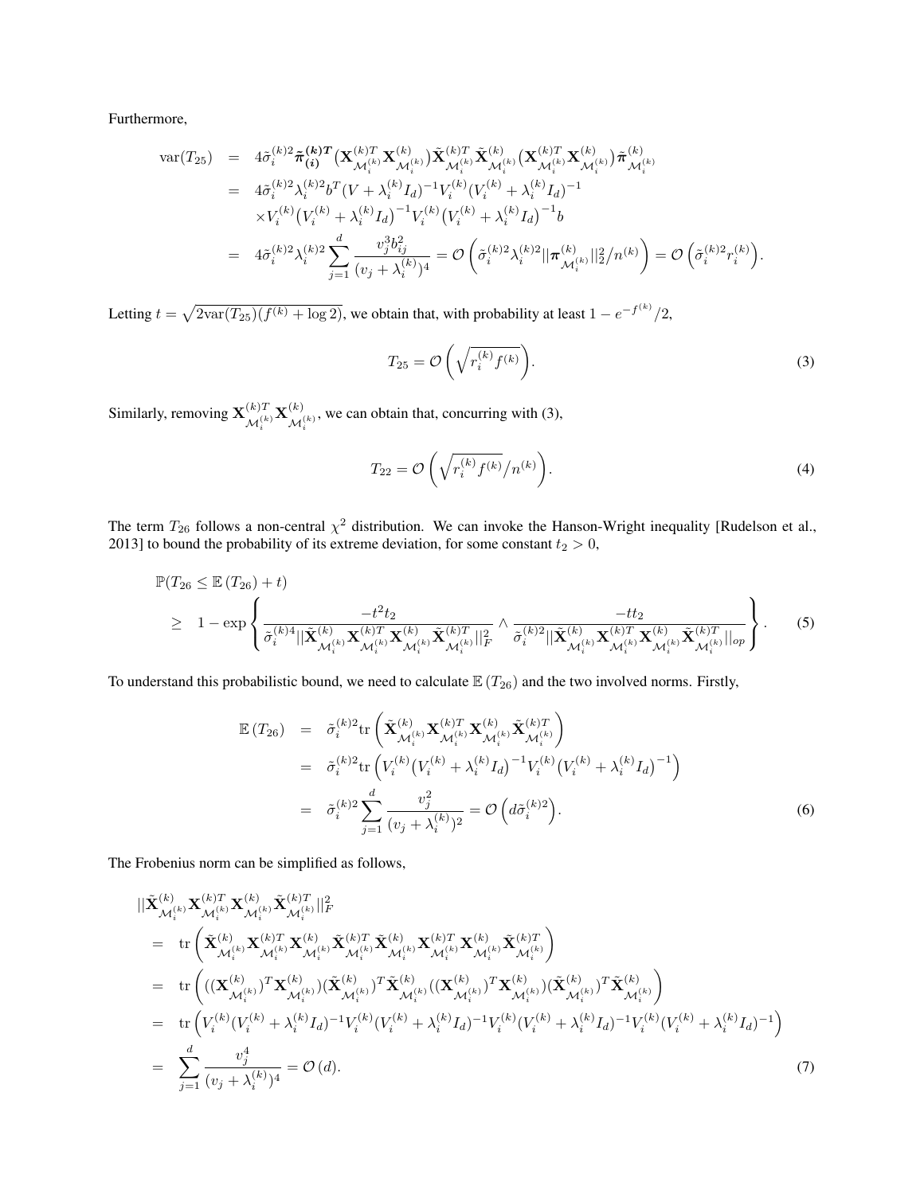Furthermore,

$$
\begin{aligned}
\mathrm{var}(T_{25}) &= 4\tilde{\sigma}_i^{(k)2}\tilde{\boldsymbol{\pi}}_{(\boldsymbol{i})}^{(\boldsymbol{k})\boldsymbol{T}}\big(\mathbf{X}_{\mathcal{M}_i^{(k)}}^{(k)T}\mathbf{X}_{\mathcal{M}_i^{(k)}}^{(k)}\big)\tilde{\mathbf{X}}_{\mathcal{M}_i^{(k)}}^{(k)T}\tilde{\mathbf{X}}_{\mathcal{M}_i^{(k)}}^{(k)}\big(\mathbf{X}_{\mathcal{M}_i^{(k)}}^{(k)T}\mathbf{X}_{\mathcal{M}_i^{(k)}}^{(k)}\big)\tilde{\boldsymbol{\pi}}_{\mathcal{M}_i^{(k)}}^{(k)} \\
&= 4\tilde{\sigma}_i^{(k)2}\lambda_i^{(k)2}b^T(V+\lambda_i^{(k)}I_d)^{-1}V_i^{(k)}(V_i^{(k)}+\lambda_i^{(k)}I_d)^{-1} \\
&\quad \times V_i^{(k)}\big(V_i^{(k)}+\lambda_i^{(k)}I_d\big)^{-1}V_i^{(k)}\big(V_i^{(k)}+\lambda_i^{(k)}I_d\big)^{-1}b \\
&= 4\tilde{\sigma}_i^{(k)2}\lambda_i^{(k)2}\sum_{j=1}^{d}\frac{v_j^3 b_{ij}^2}{(v_j+\lambda_i^{(k)})^4} = \mathcal{O}\left(\tilde{\sigma}_i^{(k)2}\lambda_i^{(k)2}||\boldsymbol{\pi}_{\mathcal{M}_i^{(k)}}^{(k)}||_2^2/n^{(k)}\right) = \mathcal{O}\left(\tilde{\sigma}_i^{(k)2}r_i^{(k)}\right).
\end{aligned}
$$

Letting $t=\sqrt{2\mathrm{var}(T_{25})(f^{(k)}+\log 2)}$, we obtain that, with probability at least $1-e^{-f^{(k)}}/2$,

$$
T_{25} = \mathcal{O}\left(\sqrt{r_i^{(k)}f^{(k)}}\right). \tag{3}
$$

Similarly, removing $\mathbf{X}_{\mathcal{M}_i^{(k)}}^{(k)T}\mathbf{X}_{\mathcal{M}_i^{(k)}}^{(k)}$, we can obtain that, concurring with (3),

$$
T_{22} = \mathcal{O}\left(\sqrt{r_i^{(k)}f^{(k)}}/n^{(k)}\right). \tag{4}
$$

The term $T_{26}$ follows a non-central $\chi^2$ distribution. We can invoke the Hanson-Wright inequality [Rudelson et al., 2013] to bound the probability of its extreme deviation, for some constant $t_2 > 0$,

$$
\begin{aligned}
&\mathbb{P}(T_{26} \le \mathbb{E}\left(T_{26}\right)+t) \\
&\ge \quad 1-\exp\left\{\frac{-t^2 t_2}{\tilde{\sigma}_i^{(k)4}||\tilde{\mathbf{X}}_{\mathcal{M}_i^{(k)}}^{(k)}\mathbf{X}_{\mathcal{M}_i^{(k)}}^{(k)T}\mathbf{X}_{\mathcal{M}_i^{(k)}}^{(k)}\tilde{\mathbf{X}}_{\mathcal{M}_i^{(k)}}^{(k)T}||_F^2}\wedge\frac{-tt_2}{\tilde{\sigma}_i^{(k)2}||\tilde{\mathbf{X}}_{\mathcal{M}_i^{(k)}}^{(k)}\mathbf{X}_{\mathcal{M}_i^{(k)}}^{(k)T}\mathbf{X}_{\mathcal{M}_i^{(k)}}^{(k)}\tilde{\mathbf{X}}_{\mathcal{M}_i^{(k)}}^{(k)T}||_{op}}\right\}.
\end{aligned} \tag{5}
$$

To understand this probabilistic bound, we need to calculate $\mathbb{E}\left(T_{26}\right)$ and the two involved norms. Firstly,

$$
\begin{aligned}
\mathbb{E}\left(T_{26}\right) &= \tilde{\sigma}_i^{(k)2}\mathrm{tr}\left(\tilde{\mathbf{X}}_{\mathcal{M}_i^{(k)}}^{(k)}\mathbf{X}_{\mathcal{M}_i^{(k)}}^{(k)T}\mathbf{X}_{\mathcal{M}_i^{(k)}}^{(k)}\tilde{\mathbf{X}}_{\mathcal{M}_i^{(k)}}^{(k)T}\right) \\
&= \tilde{\sigma}_i^{(k)2}\mathrm{tr}\left(V_i^{(k)}\big(V_i^{(k)}+\lambda_i^{(k)}I_d\big)^{-1}V_i^{(k)}\big(V_i^{(k)}+\lambda_i^{(k)}I_d\big)^{-1}\right) \\
&= \tilde{\sigma}_i^{(k)2}\sum_{j=1}^{d}\frac{v_j^2}{(v_j+\lambda_i^{(k)})^2} = \mathcal{O}\left(d\tilde{\sigma}_i^{(k)2}\right).
\end{aligned} \tag{6}
$$

The Frobenius norm can be simplified as follows,

$$
\begin{aligned}
&||\tilde{\mathbf{X}}_{\mathcal{M}_i^{(k)}}^{(k)}\mathbf{X}_{\mathcal{M}_i^{(k)}}^{(k)T}\mathbf{X}_{\mathcal{M}_i^{(k)}}^{(k)}\tilde{\mathbf{X}}_{\mathcal{M}_i^{(k)}}^{(k)T}||_F^2 \\
&= \mathrm{tr}\left(\tilde{\mathbf{X}}_{\mathcal{M}_i^{(k)}}^{(k)}\mathbf{X}_{\mathcal{M}_i^{(k)}}^{(k)T}\mathbf{X}_{\mathcal{M}_i^{(k)}}^{(k)}\tilde{\mathbf{X}}_{\mathcal{M}_i^{(k)}}^{(k)T}\tilde{\mathbf{X}}_{\mathcal{M}_i^{(k)}}^{(k)}\mathbf{X}_{\mathcal{M}_i^{(k)}}^{(k)T}\mathbf{X}_{\mathcal{M}_i^{(k)}}^{(k)}\tilde{\mathbf{X}}_{\mathcal{M}_i^{(k)}}^{(k)T}\right) \\
&= \mathrm{tr}\left(((\mathbf{X}_{\mathcal{M}_i^{(k)}}^{(k)})^T\mathbf{X}_{\mathcal{M}_i^{(k)}}^{(k)})(\tilde{\mathbf{X}}_{\mathcal{M}_i^{(k)}}^{(k)})^T\tilde{\mathbf{X}}_{\mathcal{M}_i^{(k)}}^{(k)}((\mathbf{X}_{\mathcal{M}_i^{(k)}}^{(k)})^T\mathbf{X}_{\mathcal{M}_i^{(k)}}^{(k)})(\tilde{\mathbf{X}}_{\mathcal{M}_i^{(k)}}^{(k)})^T\tilde{\mathbf{X}}_{\mathcal{M}_i^{(k)}}^{(k)}\right) \\
&= \mathrm{tr}\left(V_i^{(k)}(V_i^{(k)}+\lambda_i^{(k)}I_d)^{-1}V_i^{(k)}(V_i^{(k)}+\lambda_i^{(k)}I_d)^{-1}V_i^{(k)}(V_i^{(k)}+\lambda_i^{(k)}I_d)^{-1}V_i^{(k)}(V_i^{(k)}+\lambda_i^{(k)}I_d)^{-1}\right) \\
&= \sum_{j=1}^{d}\frac{v_j^4}{(v_j+\lambda_i^{(k)})^4} = \mathcal{O}\left(d\right).
\end{aligned} \tag{7}
$$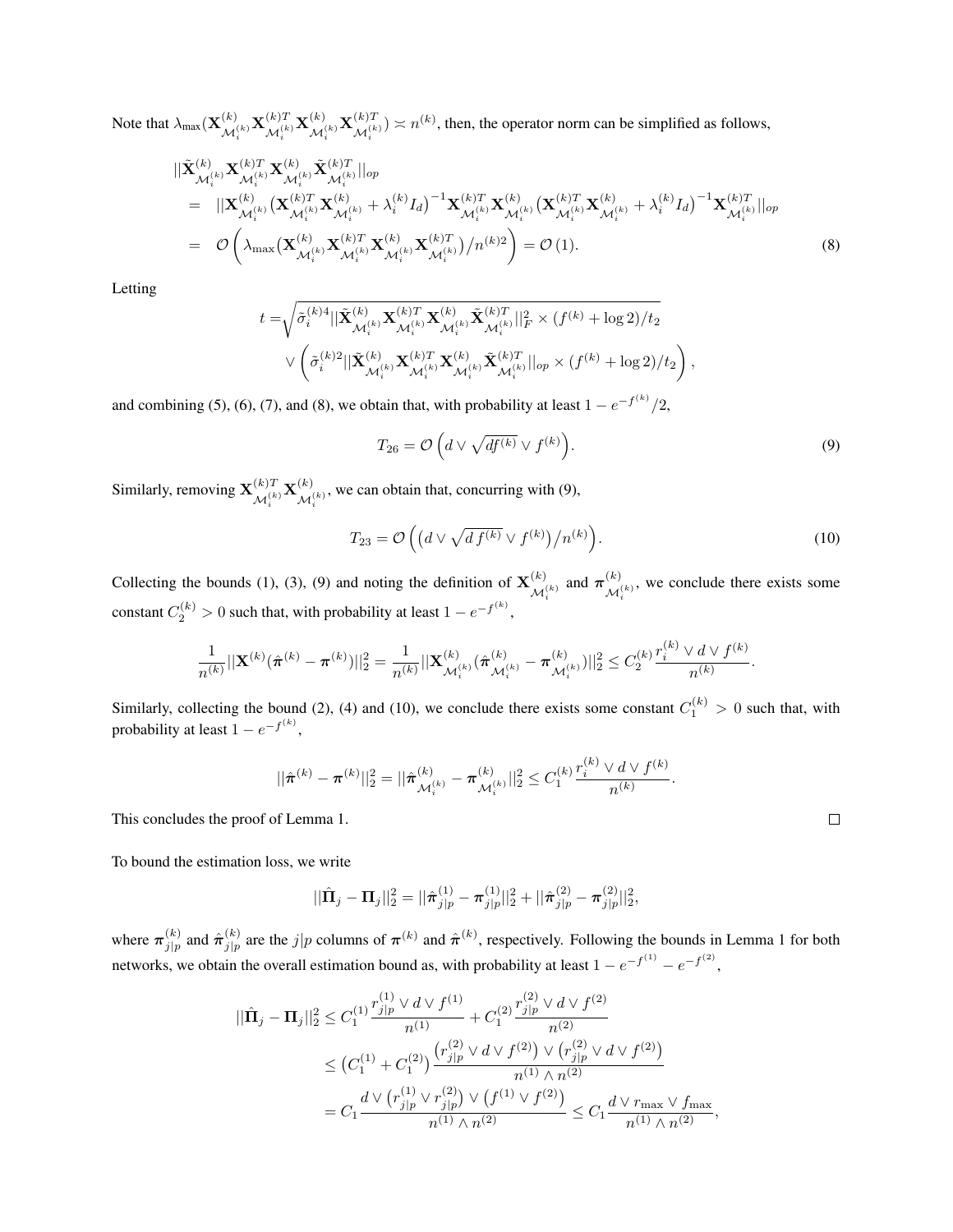Note that $\lambda_{\max}(\mathbf{X}^{(k)}_{\mathcal{M}_i^{(k)}}\mathbf{X}^{(k)T}_{\mathcal{M}_i^{(k)}}\mathbf{X}^{(k)}_{\mathcal{M}_i^{(k)}}\mathbf{X}^{(k)T}_{\mathcal{M}_i^{(k)}}) \asymp n^{(k)}$, then, the operator norm can be simplified as follows,

$$
\begin{aligned}
&||\tilde{\mathbf{X}}^{(k)}_{\mathcal{M}_i^{(k)}}\mathbf{X}^{(k)T}_{\mathcal{M}_i^{(k)}}\mathbf{X}^{(k)}_{\mathcal{M}_i^{(k)}}\tilde{\mathbf{X}}^{(k)T}_{\mathcal{M}_i^{(k)}}||_{op} \\
&= \;\; ||\mathbf{X}^{(k)}_{\mathcal{M}_i^{(k)}}\big(\mathbf{X}^{(k)T}_{\mathcal{M}_i^{(k)}}\mathbf{X}^{(k)}_{\mathcal{M}_i^{(k)}} + \lambda_i^{(k)} I_d\big)^{-1}\mathbf{X}^{(k)T}_{\mathcal{M}_i^{(k)}}\mathbf{X}^{(k)}_{\mathcal{M}_i^{(k)}}\big(\mathbf{X}^{(k)T}_{\mathcal{M}_i^{(k)}}\mathbf{X}^{(k)}_{\mathcal{M}_i^{(k)}} + \lambda_i^{(k)} I_d\big)^{-1}\mathbf{X}^{(k)T}_{\mathcal{M}_i^{(k)}}||_{op} \\
&= \;\; \mathcal{O}\left(\lambda_{\max}\big(\mathbf{X}^{(k)}_{\mathcal{M}_i^{(k)}}\mathbf{X}^{(k)T}_{\mathcal{M}_i^{(k)}}\mathbf{X}^{(k)}_{\mathcal{M}_i^{(k)}}\mathbf{X}^{(k)T}_{\mathcal{M}_i^{(k)}}\big)/n^{(k)2}\right) = \mathcal{O}\left(1\right).
\end{aligned} \tag{8}
$$

Letting

$$
\begin{aligned}
t = &\sqrt{\tilde{\sigma}_i^{(k)4}||\tilde{\mathbf{X}}^{(k)}_{\mathcal{M}_i^{(k)}}\mathbf{X}^{(k)T}_{\mathcal{M}_i^{(k)}}\mathbf{X}^{(k)}_{\mathcal{M}_i^{(k)}}\tilde{\mathbf{X}}^{(k)T}_{\mathcal{M}_i^{(k)}}||_F^2 \times (f^{(k)} + \log 2)/t_2} \\
&\vee \left(\tilde{\sigma}_i^{(k)2}||\tilde{\mathbf{X}}^{(k)}_{\mathcal{M}_i^{(k)}}\mathbf{X}^{(k)T}_{\mathcal{M}_i^{(k)}}\mathbf{X}^{(k)}_{\mathcal{M}_i^{(k)}}\tilde{\mathbf{X}}^{(k)T}_{\mathcal{M}_i^{(k)}}||_{op} \times (f^{(k)} + \log 2)/t_2\right),
\end{aligned}
$$

and combining (5), (6), (7), and (8), we obtain that, with probability at least $1 - e^{-f^{(k)}}/2$,

$$
T_{26} = \mathcal{O}\left(d \vee \sqrt{df^{(k)}} \vee f^{(k)}\right). \tag{9}
$$

Similarly, removing $\mathbf{X}^{(k)T}_{\mathcal{M}_i^{(k)}}\mathbf{X}^{(k)}_{\mathcal{M}_i^{(k)}}$, we can obtain that, concurring with (9),

$$
T_{23} = \mathcal{O}\left(\big(d \vee \sqrt{d\, f^{(k)}} \vee f^{(k)}\big)/n^{(k)}\right). \tag{10}
$$

Collecting the bounds (1), (3), (9) and noting the definition of $\mathbf{X}^{(k)}_{\mathcal{M}_i^{(k)}}$ and $\boldsymbol{\pi}^{(k)}_{\mathcal{M}_i^{(k)}}$, we conclude there exists some constant $C_2^{(k)} > 0$ such that, with probability at least $1 - e^{-f^{(k)}}$,

$$
\frac{1}{n^{(k)}}||\mathbf{X}^{(k)}(\hat{\boldsymbol{\pi}}^{(k)} - \boldsymbol{\pi}^{(k)})||_2^2 = \frac{1}{n^{(k)}}||\mathbf{X}^{(k)}_{\mathcal{M}_i^{(k)}}(\hat{\boldsymbol{\pi}}^{(k)}_{\mathcal{M}_i^{(k)}} - \boldsymbol{\pi}^{(k)}_{\mathcal{M}_i^{(k)}})||_2^2 \le C_2^{(k)}\frac{r_i^{(k)} \vee d \vee f^{(k)}}{n^{(k)}}.
$$

Similarly, collecting the bound (2), (4) and (10), we conclude there exists some constant $C_1^{(k)} > 0$ such that, with probability at least $1 - e^{-f^{(k)}}$,

$$
||\hat{\boldsymbol{\pi}}^{(k)} - \boldsymbol{\pi}^{(k)}||_2^2 = ||\hat{\boldsymbol{\pi}}^{(k)}_{\mathcal{M}_i^{(k)}} - \boldsymbol{\pi}^{(k)}_{\mathcal{M}_i^{(k)}}||_2^2 \le C_1^{(k)}\frac{r_i^{(k)} \vee d \vee f^{(k)}}{n^{(k)}}.
$$

This concludes the proof of Lemma 1. ∎

To bound the estimation loss, we write

$$
||\hat{\boldsymbol{\Pi}}_j - \boldsymbol{\Pi}_j||_2^2 = ||\hat{\boldsymbol{\pi}}^{(1)}_{j|p} - \boldsymbol{\pi}^{(1)}_{j|p}||_2^2 + ||\hat{\boldsymbol{\pi}}^{(2)}_{j|p} - \boldsymbol{\pi}^{(2)}_{j|p}||_2^2,
$$

where $\boldsymbol{\pi}^{(k)}_{j|p}$ and $\hat{\boldsymbol{\pi}}^{(k)}_{j|p}$ are the $j|p$ columns of $\boldsymbol{\pi}^{(k)}$ and $\hat{\boldsymbol{\pi}}^{(k)}$, respectively. Following the bounds in Lemma 1 for both networks, we obtain the overall estimation bound as, with probability at least $1 - e^{-f^{(1)}} - e^{-f^{(2)}}$,

$$
\begin{aligned}
||\hat{\boldsymbol{\Pi}}_j - \boldsymbol{\Pi}_j||_2^2 &\le C_1^{(1)}\frac{r^{(1)}_{j|p} \vee d \vee f^{(1)}}{n^{(1)}} + C_1^{(2)}\frac{r^{(2)}_{j|p} \vee d \vee f^{(2)}}{n^{(2)}} \\
&\le \big(C_1^{(1)} + C_1^{(2)}\big)\frac{\big(r^{(2)}_{j|p} \vee d \vee f^{(2)}\big) \vee \big(r^{(2)}_{j|p} \vee d \vee f^{(2)}\big)}{n^{(1)} \wedge n^{(2)}} \\
&= C_1\frac{d \vee \big(r^{(1)}_{j|p} \vee r^{(2)}_{j|p}\big) \vee \big(f^{(1)} \vee f^{(2)}\big)}{n^{(1)} \wedge n^{(2)}} \le C_1\frac{d \vee r_{\max} \vee f_{\max}}{n^{(1)} \wedge n^{(2)}},
\end{aligned}
$$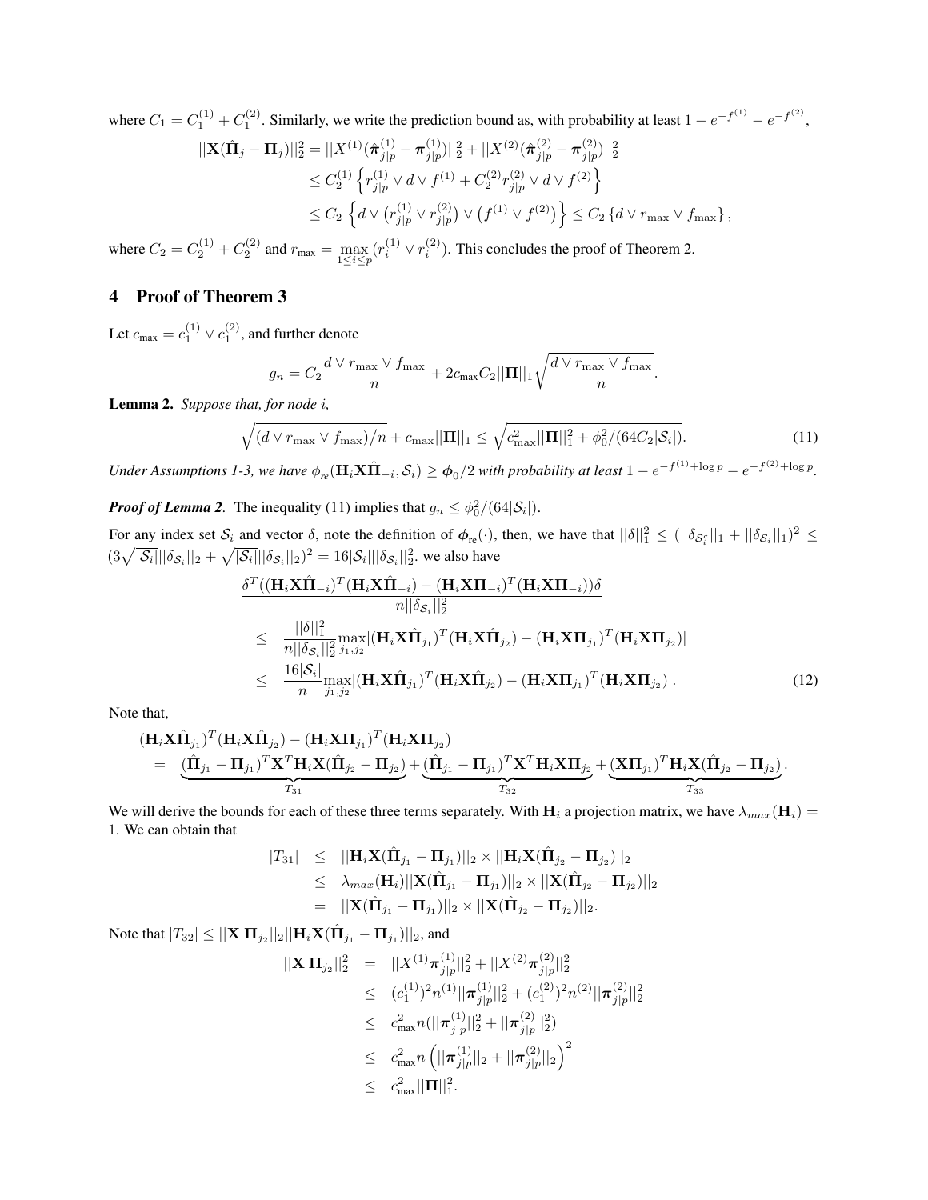where $C_1 = C_1^{(1)} + C_1^{(2)}$. Similarly, we write the prediction bound as, with probability at least $1 - e^{-f^{(1)}} - e^{-f^{(2)}}$,

$$
\begin{aligned}
||\mathbf{X}(\hat{\mathbf{\Pi}}_j - \mathbf{\Pi}_j)||_2^2 &= ||X^{(1)}(\hat{\boldsymbol{\pi}}_{j|p}^{(1)} - \boldsymbol{\pi}_{j|p}^{(1)})||_2^2 + ||X^{(2)}(\hat{\boldsymbol{\pi}}_{j|p}^{(2)} - \boldsymbol{\pi}_{j|p}^{(2)})||_2^2 \\
&\leq C_2^{(1)} \left\{ r_{j|p}^{(1)} \vee d \vee f^{(1)} + C_2^{(2)} r_{j|p}^{(2)} \vee d \vee f^{(2)} \right\} \\
&\leq C_2 \left\{ d \vee \left(r_{j|p}^{(1)} \vee r_{j|p}^{(2)}\right) \vee \left(f^{(1)} \vee f^{(2)}\right) \right\} \leq C_2 \left\{ d \vee r_{\max} \vee f_{\max} \right\},
\end{aligned}
$$

where $C_2 = C_2^{(1)} + C_2^{(2)}$ and $r_{\max} = \max_{1 \leq i \leq p} (r_i^{(1)} \vee r_i^{(2)})$. This concludes the proof of Theorem 2.

# 4 Proof of Theorem 3

Let $c_{\max} = c_1^{(1)} \vee c_1^{(2)}$, and further denote

$$
g_n = C_2 \frac{d \vee r_{\max} \vee f_{\max}}{n} + 2 c_{\max} C_2 ||\mathbf{\Pi}||_1 \sqrt{\frac{d \vee r_{\max} \vee f_{\max}}{n}}.
$$

**Lemma 2.** *Suppose that, for node $i$,*

$$
\sqrt{(d \vee r_{\max} \vee f_{\max})/n} + c_{\max} ||\mathbf{\Pi}||_1 \leq \sqrt{c_{\max}^2 ||\mathbf{\Pi}||_1^2 + \phi_0^2/(64 C_2 |\mathcal{S}_i|)}. \tag{11}
$$

*Under Assumptions 1-3, we have $\phi_{re}(\mathbf{H}_i \mathbf{X} \hat{\mathbf{\Pi}}_{-i}, \mathcal{S}_i) \geq \boldsymbol{\phi}_0/2$ with probability at least $1 - e^{-f^{(1)} + \log p} - e^{-f^{(2)} + \log p}$.*

***Proof of Lemma 2***. The inequality (11) implies that $g_n \leq \phi_0^2/(64|\mathcal{S}_i|)$.

For any index set $\mathcal{S}_i$ and vector $\delta$, note the definition of $\boldsymbol{\phi}_{\text{re}}(\cdot)$, then, we have that $||\delta||_1^2 \leq (||\delta_{\mathcal{S}_i^c}||_1 + ||\delta_{\mathcal{S}_i}||_1)^2 \leq (3\sqrt{|\mathcal{S}_i|}||\delta_{\mathcal{S}_i}||_2 + \sqrt{|\mathcal{S}_i|}||\delta_{\mathcal{S}_i}||_2)^2 = 16|\mathcal{S}_i|||\delta_{\mathcal{S}_i}||_2^2$. we also have

$$
\begin{aligned}
& \frac{\delta^T((\mathbf{H}_i \mathbf{X} \hat{\mathbf{\Pi}}_{-i})^T (\mathbf{H}_i \mathbf{X} \hat{\mathbf{\Pi}}_{-i}) - (\mathbf{H}_i \mathbf{X} \mathbf{\Pi}_{-i})^T (\mathbf{H}_i \mathbf{X} \mathbf{\Pi}_{-i}))\delta}{n ||\delta_{\mathcal{S}_i}||_2^2} \\
\leq \quad & \frac{||\delta||_1^2}{n ||\delta_{\mathcal{S}_i}||_2^2} \max_{j_1, j_2} |(\mathbf{H}_i \mathbf{X} \hat{\mathbf{\Pi}}_{j_1})^T (\mathbf{H}_i \mathbf{X} \hat{\mathbf{\Pi}}_{j_2}) - (\mathbf{H}_i \mathbf{X} \mathbf{\Pi}_{j_1})^T (\mathbf{H}_i \mathbf{X} \mathbf{\Pi}_{j_2})| \\
\leq \quad & \frac{16|\mathcal{S}_i|}{n} \max_{j_1, j_2} |(\mathbf{H}_i \mathbf{X} \hat{\mathbf{\Pi}}_{j_1})^T (\mathbf{H}_i \mathbf{X} \hat{\mathbf{\Pi}}_{j_2}) - (\mathbf{H}_i \mathbf{X} \mathbf{\Pi}_{j_1})^T (\mathbf{H}_i \mathbf{X} \mathbf{\Pi}_{j_2})|.
\end{aligned} \tag{12}
$$

Note that,

$$
\begin{aligned}
& (\mathbf{H}_i \mathbf{X} \hat{\mathbf{\Pi}}_{j_1})^T (\mathbf{H}_i \mathbf{X} \hat{\mathbf{\Pi}}_{j_2}) - (\mathbf{H}_i \mathbf{X} \mathbf{\Pi}_{j_1})^T (\mathbf{H}_i \mathbf{X} \mathbf{\Pi}_{j_2}) \\
= \quad & \underbrace{(\hat{\mathbf{\Pi}}_{j_1} - \mathbf{\Pi}_{j_1})^T \mathbf{X}^T \mathbf{H}_i \mathbf{X} (\hat{\mathbf{\Pi}}_{j_2} - \mathbf{\Pi}_{j_2})}_{T_{31}} + \underbrace{(\hat{\mathbf{\Pi}}_{j_1} - \mathbf{\Pi}_{j_1})^T \mathbf{X}^T \mathbf{H}_i \mathbf{X} \mathbf{\Pi}_{j_2}}_{T_{32}} + \underbrace{(\mathbf{X} \mathbf{\Pi}_{j_1})^T \mathbf{H}_i \mathbf{X} (\hat{\mathbf{\Pi}}_{j_2} - \mathbf{\Pi}_{j_2})}_{T_{33}}.
\end{aligned}
$$

We will derive the bounds for each of these three terms separately. With $\mathbf{H}_i$ a projection matrix, we have $\lambda_{max}(\mathbf{H}_i) = 1$. We can obtain that

$$
\begin{aligned}
|T_{31}| \quad & \leq \quad ||\mathbf{H}_i \mathbf{X} (\hat{\mathbf{\Pi}}_{j_1} - \mathbf{\Pi}_{j_1})||_2 \times ||\mathbf{H}_i \mathbf{X} (\hat{\mathbf{\Pi}}_{j_2} - \mathbf{\Pi}_{j_2})||_2 \\
& \leq \quad \lambda_{max}(\mathbf{H}_i) ||\mathbf{X} (\hat{\mathbf{\Pi}}_{j_1} - \mathbf{\Pi}_{j_1})||_2 \times ||\mathbf{X} (\hat{\mathbf{\Pi}}_{j_2} - \mathbf{\Pi}_{j_2})||_2 \\
& = \quad ||\mathbf{X} (\hat{\mathbf{\Pi}}_{j_1} - \mathbf{\Pi}_{j_1})||_2 \times ||\mathbf{X} (\hat{\mathbf{\Pi}}_{j_2} - \mathbf{\Pi}_{j_2})||_2.
\end{aligned}
$$

Note that $|T_{32}| \leq ||\mathbf{X} \, \mathbf{\Pi}_{j_2}||_2 ||\mathbf{H}_i \mathbf{X} (\hat{\mathbf{\Pi}}_{j_1} - \mathbf{\Pi}_{j_1})||_2$, and

$$
\begin{aligned}
||\mathbf{X} \, \mathbf{\Pi}_{j_2}||_2^2 \quad & = \quad ||X^{(1)} \boldsymbol{\pi}_{j|p}^{(1)}||_2^2 + ||X^{(2)} \boldsymbol{\pi}_{j|p}^{(2)}||_2^2 \\
& \leq \quad (c_1^{(1)})^2 n^{(1)} ||\boldsymbol{\pi}_{j|p}^{(1)}||_2^2 + (c_1^{(2)})^2 n^{(2)} ||\boldsymbol{\pi}_{j|p}^{(2)}||_2^2 \\
& \leq \quad c_{\max}^2 n (||\boldsymbol{\pi}_{j|p}^{(1)}||_2^2 + ||\boldsymbol{\pi}_{j|p}^{(2)}||_2^2) \\
& \leq \quad c_{\max}^2 n \left( ||\boldsymbol{\pi}_{j|p}^{(1)}||_2 + ||\boldsymbol{\pi}_{j|p}^{(2)}||_2 \right)^2 \\
& \leq \quad c_{\max}^2 ||\mathbf{\Pi}||_1^2.
\end{aligned}
$$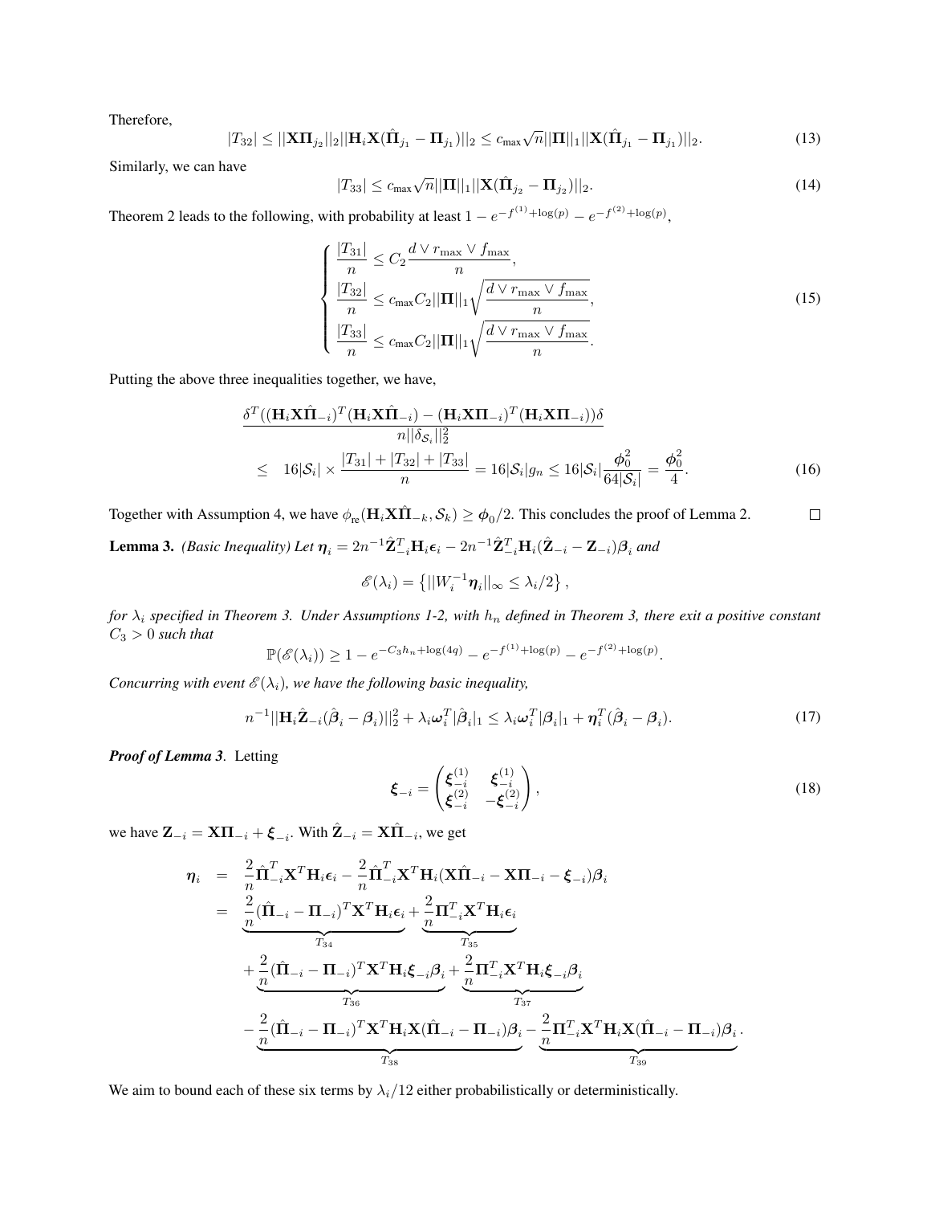Therefore,

$$|T_{32}| \le ||\mathbf{X}\mathbf{\Pi}_{j_2}||_2 ||\mathbf{H}_i \mathbf{X}(\hat{\mathbf{\Pi}}_{j_1} - \mathbf{\Pi}_{j_1})||_2 \le c_{\max}\sqrt{n}||\mathbf{\Pi}||_1 ||\mathbf{X}(\hat{\mathbf{\Pi}}_{j_1} - \mathbf{\Pi}_{j_1})||_2. \tag{13}$$

Similarly, we can have

$$|T_{33}| \le c_{\max}\sqrt{n}||\mathbf{\Pi}||_1 ||\mathbf{X}(\hat{\mathbf{\Pi}}_{j_2} - \mathbf{\Pi}_{j_2})||_2. \tag{14}$$

Theorem 2 leads to the following, with probability at least $1 - e^{-f^{(1)}+\log(p)} - e^{-f^{(2)}+\log(p)}$,

$$\left\{ \begin{array}{l} \dfrac{|T_{31}|}{n} \le C_2 \dfrac{d \vee r_{\max} \vee f_{\max}}{n}, \\ \dfrac{|T_{32}|}{n} \le c_{\max} C_2 ||\mathbf{\Pi}||_1 \sqrt{\dfrac{d \vee r_{\max} \vee f_{\max}}{n}}, \\ \dfrac{|T_{33}|}{n} \le c_{\max} C_2 ||\mathbf{\Pi}||_1 \sqrt{\dfrac{d \vee r_{\max} \vee f_{\max}}{n}}. \end{array} \right. \tag{15}$$

Putting the above three inequalities together, we have,

$$\begin{aligned} &\frac{\delta^T((\mathbf{H}_i\mathbf{X}\hat{\mathbf{\Pi}}_{-i})^T(\mathbf{H}_i\mathbf{X}\hat{\mathbf{\Pi}}_{-i}) - (\mathbf{H}_i\mathbf{X}\mathbf{\Pi}_{-i})^T(\mathbf{H}_i\mathbf{X}\mathbf{\Pi}_{-i}))\delta}{n||\delta_{\mathcal{S}_i}||_2^2} \\ \le\ & 16|\mathcal{S}_i| \times \frac{|T_{31}| + |T_{32}| + |T_{33}|}{n} = 16|\mathcal{S}_i| g_n \le 16|\mathcal{S}_i| \frac{\phi_0^2}{64|\mathcal{S}_i|} = \frac{\phi_0^2}{4}. \end{aligned} \tag{16}$$

Together with Assumption 4, we have $\phi_{\text{re}}(\mathbf{H}_i\mathbf{X}\hat{\mathbf{\Pi}}_{-k}, \mathcal{S}_k) \ge \phi_0/2$. This concludes the proof of Lemma 2. □

**Lemma 3.** *(Basic Inequality) Let $\boldsymbol{\eta}_i = 2n^{-1}\hat{\mathbf{Z}}_{-i}^T\mathbf{H}_i\boldsymbol{\epsilon}_i - 2n^{-1}\hat{\mathbf{Z}}_{-i}^T\mathbf{H}_i(\hat{\mathbf{Z}}_{-i} - \mathbf{Z}_{-i})\boldsymbol{\beta}_i$ and*

$$\mathscr{E}(\lambda_i) = \left\{ ||W_i^{-1}\boldsymbol{\eta}_i||_\infty \le \lambda_i/2 \right\},$$

*for $\lambda_i$ specified in Theorem 3. Under Assumptions 1-2, with $h_n$ defined in Theorem 3, there exit a positive constant $C_3 > 0$ such that*

$$\mathbb{P}(\mathscr{E}(\lambda_i)) \ge 1 - e^{-C_3 h_n + \log(4q)} - e^{-f^{(1)}+\log(p)} - e^{-f^{(2)}+\log(p)}.$$

*Concurring with event $\mathscr{E}(\lambda_i)$, we have the following basic inequality,*

$$n^{-1}||\mathbf{H}_i\hat{\mathbf{Z}}_{-i}(\hat{\boldsymbol{\beta}}_i - \boldsymbol{\beta}_i)||_2^2 + \lambda_i\boldsymbol{\omega}_i^T|\hat{\boldsymbol{\beta}}_i|_1 \le \lambda_i\boldsymbol{\omega}_i^T|\boldsymbol{\beta}_i|_1 + \boldsymbol{\eta}_i^T(\hat{\boldsymbol{\beta}}_i - \boldsymbol{\beta}_i). \tag{17}$$

***Proof of Lemma 3*.** Letting

$$\boldsymbol{\xi}_{-i} = \begin{pmatrix} \boldsymbol{\xi}_{-i}^{(1)} & \boldsymbol{\xi}_{-i}^{(1)} \\ \boldsymbol{\xi}_{-i}^{(2)} & -\boldsymbol{\xi}_{-i}^{(2)} \end{pmatrix}, \tag{18}$$

we have $\mathbf{Z}_{-i} = \mathbf{X}\mathbf{\Pi}_{-i} + \boldsymbol{\xi}_{-i}$. With $\hat{\mathbf{Z}}_{-i} = \mathbf{X}\hat{\mathbf{\Pi}}_{-i}$, we get

$$\begin{aligned} \boldsymbol{\eta}_i &= \frac{2}{n}\hat{\mathbf{\Pi}}_{-i}^T\mathbf{X}^T\mathbf{H}_i\boldsymbol{\epsilon}_i - \frac{2}{n}\hat{\mathbf{\Pi}}_{-i}^T\mathbf{X}^T\mathbf{H}_i(\mathbf{X}\hat{\mathbf{\Pi}}_{-i} - \mathbf{X}\mathbf{\Pi}_{-i} - \boldsymbol{\xi}_{-i})\boldsymbol{\beta}_i \\ &= \underbrace{\frac{2}{n}(\hat{\mathbf{\Pi}}_{-i} - \mathbf{\Pi}_{-i})^T\mathbf{X}^T\mathbf{H}_i\boldsymbol{\epsilon}_i}_{T_{34}} + \underbrace{\frac{2}{n}\mathbf{\Pi}_{-i}^T\mathbf{X}^T\mathbf{H}_i\boldsymbol{\epsilon}_i}_{T_{35}} \\ &\quad + \underbrace{\frac{2}{n}(\hat{\mathbf{\Pi}}_{-i} - \mathbf{\Pi}_{-i})^T\mathbf{X}^T\mathbf{H}_i\boldsymbol{\xi}_{-i}\boldsymbol{\beta}_i}_{T_{36}} + \underbrace{\frac{2}{n}\mathbf{\Pi}_{-i}^T\mathbf{X}^T\mathbf{H}_i\boldsymbol{\xi}_{-i}\boldsymbol{\beta}_i}_{T_{37}} \\ &\quad - \underbrace{\frac{2}{n}(\hat{\mathbf{\Pi}}_{-i} - \mathbf{\Pi}_{-i})^T\mathbf{X}^T\mathbf{H}_i\mathbf{X}(\hat{\mathbf{\Pi}}_{-i} - \mathbf{\Pi}_{-i})\boldsymbol{\beta}_i}_{T_{38}} - \underbrace{\frac{2}{n}\mathbf{\Pi}_{-i}^T\mathbf{X}^T\mathbf{H}_i\mathbf{X}(\hat{\mathbf{\Pi}}_{-i} - \mathbf{\Pi}_{-i})\boldsymbol{\beta}_i}_{T_{39}}. \end{aligned}$$

We aim to bound each of these six terms by $\lambda_i/12$ either probabilistically or deterministically.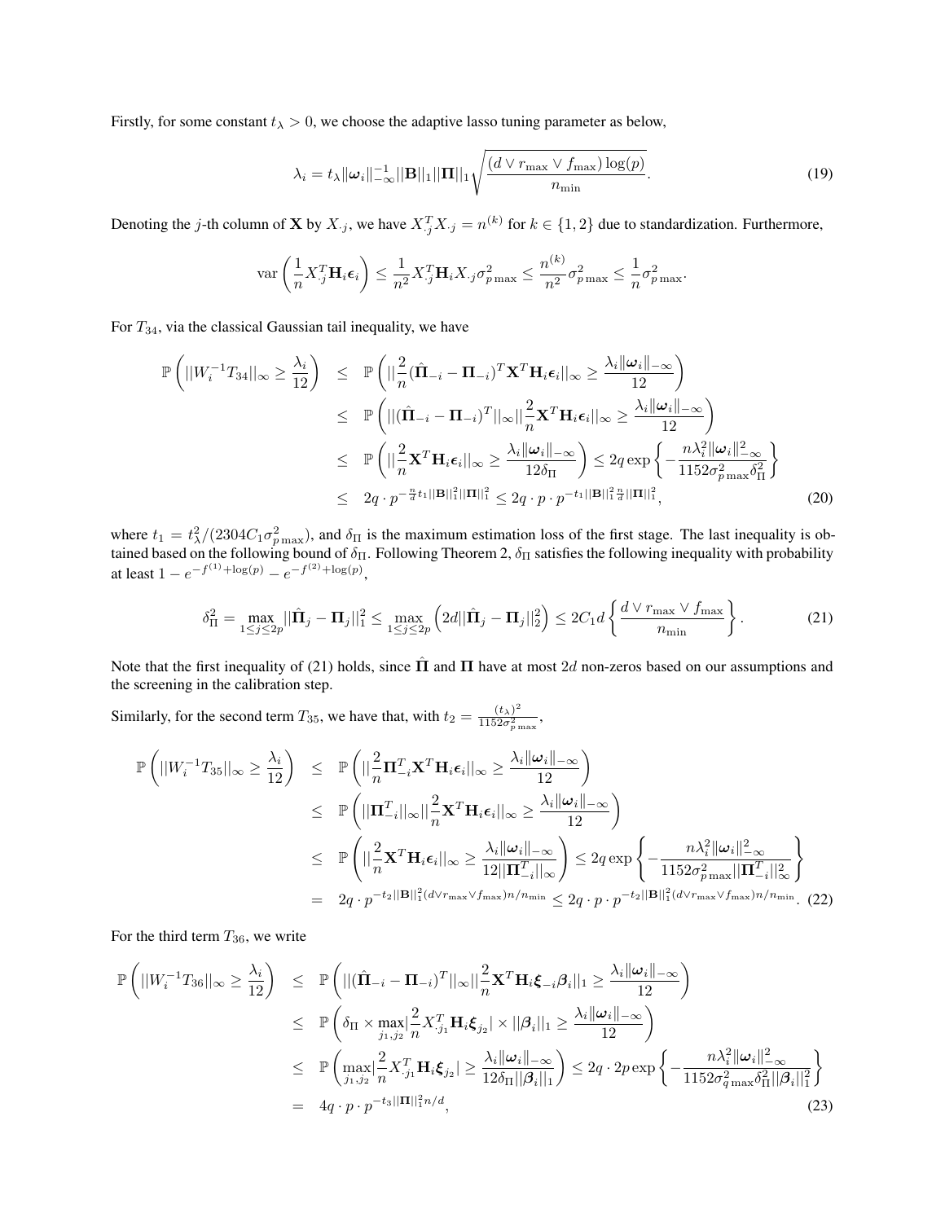Firstly, for some constant $t_\lambda > 0$, we choose the adaptive lasso tuning parameter as below,

$$\lambda_i = t_\lambda \|\boldsymbol{\omega}_i\|_{-\infty}^{-1} ||\mathbf{B}||_1 ||\mathbf{\Pi}||_1 \sqrt{\frac{(d \vee r_{\max} \vee f_{\max}) \log(p)}{n_{\min}}}. \tag{19}$$

Denoting the $j$-th column of $\mathbf{X}$ by $X_{\cdot j}$, we have $X_{\cdot j}^T X_{\cdot j} = n^{(k)}$ for $k \in \{1, 2\}$ due to standardization. Furthermore,

$$\text{var}\left(\frac{1}{n} X_{\cdot j}^T \mathbf{H}_i \boldsymbol{\epsilon}_i\right) \leq \frac{1}{n^2} X_{\cdot j}^T \mathbf{H}_i X_{\cdot j} \sigma_{p\max}^2 \leq \frac{n^{(k)}}{n^2} \sigma_{p\max}^2 \leq \frac{1}{n} \sigma_{p\max}^2.$$

For $T_{34}$, via the classical Gaussian tail inequality, we have

$$\begin{aligned}
\mathbb{P}\left(||W_i^{-1} T_{34}||_\infty \geq \frac{\lambda_i}{12}\right) &\leq \mathbb{P}\left(||\frac{2}{n}(\hat{\mathbf{\Pi}}_{-i} - \mathbf{\Pi}_{-i})^T \mathbf{X}^T \mathbf{H}_i \boldsymbol{\epsilon}_i||_\infty \geq \frac{\lambda_i \|\boldsymbol{\omega}_i\|_{-\infty}}{12}\right) \\
&\leq \mathbb{P}\left(||(\hat{\mathbf{\Pi}}_{-i} - \mathbf{\Pi}_{-i})^T||_\infty || \frac{2}{n} \mathbf{X}^T \mathbf{H}_i \boldsymbol{\epsilon}_i||_\infty \geq \frac{\lambda_i \|\boldsymbol{\omega}_i\|_{-\infty}}{12}\right) \\
&\leq \mathbb{P}\left(||\frac{2}{n} \mathbf{X}^T \mathbf{H}_i \boldsymbol{\epsilon}_i||_\infty \geq \frac{\lambda_i \|\boldsymbol{\omega}_i\|_{-\infty}}{12 \delta_\Pi}\right) \leq 2q \exp\left\{-\frac{n \lambda_i^2 \|\boldsymbol{\omega}_i\|_{-\infty}^2}{1152 \sigma_{p\max}^2 \delta_\Pi^2}\right\} \\
&\leq 2q \cdot p^{-\frac{n}{d} t_1 ||\mathbf{B}||_1^2 ||\mathbf{\Pi}||_1^2} \leq 2q \cdot p \cdot p^{-t_1 ||\mathbf{B}||_1^2 \frac{n}{d} ||\mathbf{\Pi}||_1^2},
\end{aligned} \tag{20}$$

where $t_1 = t_\lambda^2 / (2304 C_1 \sigma_{p\max}^2)$, and $\delta_\Pi$ is the maximum estimation loss of the first stage. The last inequality is obtained based on the following bound of $\delta_\Pi$. Following Theorem 2, $\delta_\Pi$ satisfies the following inequality with probability at least $1 - e^{-f^{(1)} + \log(p)} - e^{-f^{(2)} + \log(p)}$,

$$\delta_\Pi^2 = \max_{1 \leq j \leq 2p} ||\hat{\mathbf{\Pi}}_j - \mathbf{\Pi}_j||_1^2 \leq \max_{1 \leq j \leq 2p} \left(2d ||\hat{\mathbf{\Pi}}_j - \mathbf{\Pi}_j||_2^2\right) \leq 2C_1 d \left\{\frac{d \vee r_{\max} \vee f_{\max}}{n_{\min}}\right\}. \tag{21}$$

Note that the first inequality of (21) holds, since $\hat{\mathbf{\Pi}}$ and $\mathbf{\Pi}$ have at most $2d$ non-zeros based on our assumptions and the screening in the calibration step.

Similarly, for the second term $T_{35}$, we have that, with $t_2 = \frac{(t_\lambda)^2}{1152 \sigma_{p\max}^2}$,

$$\begin{aligned}
\mathbb{P}\left(||W_i^{-1} T_{35}||_\infty \geq \frac{\lambda_i}{12}\right) &\leq \mathbb{P}\left(||\frac{2}{n} \mathbf{\Pi}_{-i}^T \mathbf{X}^T \mathbf{H}_i \boldsymbol{\epsilon}_i||_\infty \geq \frac{\lambda_i \|\boldsymbol{\omega}_i\|_{-\infty}}{12}\right) \\
&\leq \mathbb{P}\left(||\mathbf{\Pi}_{-i}^T||_\infty || \frac{2}{n} \mathbf{X}^T \mathbf{H}_i \boldsymbol{\epsilon}_i||_\infty \geq \frac{\lambda_i \|\boldsymbol{\omega}_i\|_{-\infty}}{12}\right) \\
&\leq \mathbb{P}\left(||\frac{2}{n} \mathbf{X}^T \mathbf{H}_i \boldsymbol{\epsilon}_i||_\infty \geq \frac{\lambda_i \|\boldsymbol{\omega}_i\|_{-\infty}}{12 ||\mathbf{\Pi}_{-i}^T||_\infty}\right) \leq 2q \exp\left\{-\frac{n \lambda_i^2 \|\boldsymbol{\omega}_i\|_{-\infty}^2}{1152 \sigma_{p\max}^2 ||\mathbf{\Pi}_{-i}^T||_\infty^2}\right\} \\
&= 2q \cdot p^{-t_2 ||\mathbf{B}||_1^2 (d \vee r_{\max} \vee f_{\max}) n / n_{\min}} \leq 2q \cdot p \cdot p^{-t_2 ||\mathbf{B}||_1^2 (d \vee r_{\max} \vee f_{\max}) n / n_{\min}}.
\end{aligned} \tag{22}$$

For the third term $T_{36}$, we write

$$\begin{aligned}
\mathbb{P}\left(||W_i^{-1} T_{36}||_\infty \geq \frac{\lambda_i}{12}\right) &\leq \mathbb{P}\left(||(\hat{\mathbf{\Pi}}_{-i} - \mathbf{\Pi}_{-i})^T||_\infty || \frac{2}{n} \mathbf{X}^T \mathbf{H}_i \boldsymbol{\xi}_{-i} \boldsymbol{\beta}_i||_1 \geq \frac{\lambda_i \|\boldsymbol{\omega}_i\|_{-\infty}}{12}\right) \\
&\leq \mathbb{P}\left(\delta_\Pi \times \max_{j_1, j_2} |\frac{2}{n} X_{\cdot j_1}^T \mathbf{H}_i \boldsymbol{\xi}_{j_2}| \times ||\boldsymbol{\beta}_i||_1 \geq \frac{\lambda_i \|\boldsymbol{\omega}_i\|_{-\infty}}{12}\right) \\
&\leq \mathbb{P}\left(\max_{j_1, j_2} |\frac{2}{n} X_{\cdot j_1}^T \mathbf{H}_i \boldsymbol{\xi}_{j_2}| \geq \frac{\lambda_i \|\boldsymbol{\omega}_i\|_{-\infty}}{12 \delta_\Pi ||\boldsymbol{\beta}_i||_1}\right) \leq 2q \cdot 2p \exp\left\{-\frac{n \lambda_i^2 \|\boldsymbol{\omega}_i\|_{-\infty}^2}{1152 \sigma_{q\max}^2 \delta_\Pi^2 ||\boldsymbol{\beta}_i||_1^2}\right\} \\
&= 4q \cdot p \cdot p^{-t_3 ||\mathbf{\Pi}||_1^2 n / d},
\end{aligned} \tag{23}$$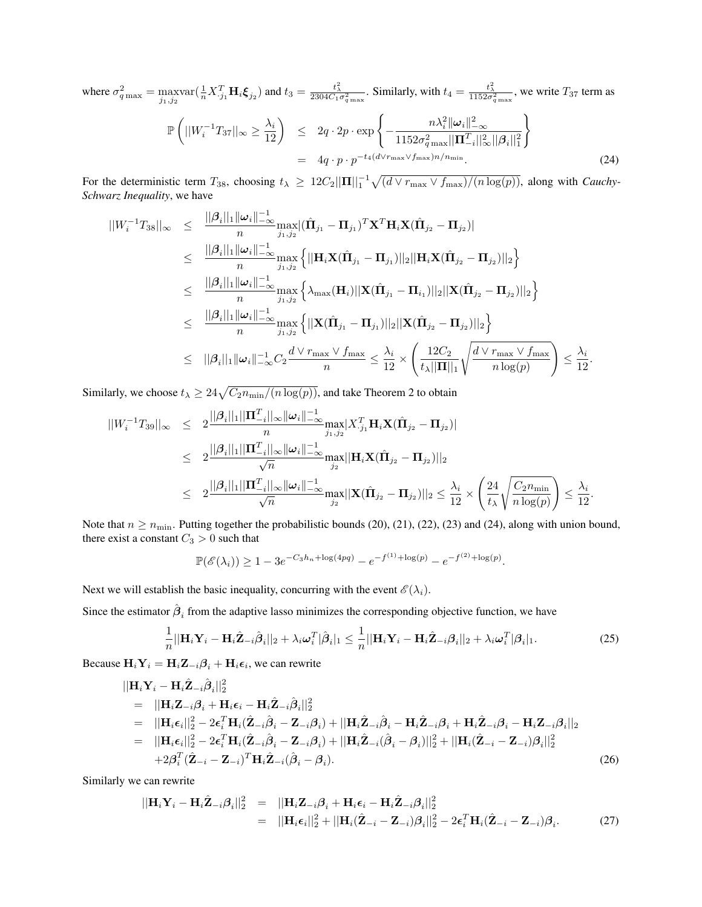where $\sigma^2_{q\max} = \max_{j_1,j_2} \text{var}(\frac{1}{n} X^T_{\cdot j_1} \mathbf{H}_i \boldsymbol{\xi}_{j_2})$ and $t_3 = \frac{t_\lambda^2}{2304 C_1 \sigma^2_{q\max}}$. Similarly, with $t_4 = \frac{t_\lambda^2}{1152\sigma^2_{q\max}}$, we write $T_{37}$ term as

$$
\begin{aligned}
\mathbb{P}\left(||W_i^{-1} T_{37}||_\infty \geq \frac{\lambda_i}{12}\right) &\leq 2q \cdot 2p \cdot \exp\left\{-\frac{n\lambda_i^2 \|\boldsymbol{\omega}_i\|^2_{-\infty}}{1152\sigma^2_{q\max}||\mathbf{\Pi}^T_{-i}||^2_\infty ||\boldsymbol{\beta}_i||_1^2}\right\} \\
&= 4q \cdot p \cdot p^{-t_4(d\vee r_{\max}\vee f_{\max})n/n_{\min}}. \qquad (24)
\end{aligned}
$$

For the deterministic term $T_{38}$, choosing $t_\lambda \geq 12 C_2 ||\mathbf{\Pi}||_1^{-1}\sqrt{(d \vee r_{\max} \vee f_{\max})/(n\log(p))}$, along with *Cauchy-Schwarz Inequality*, we have

$$
\begin{aligned}
||W_i^{-1} T_{38}||_\infty &\leq \frac{||\boldsymbol{\beta}_i||_1 \|\boldsymbol{\omega}_i\|^{-1}_{-\infty}}{n} \max_{j_1,j_2} |(\hat{\mathbf{\Pi}}_{j_1} - \mathbf{\Pi}_{j_1})^T \mathbf{X}^T \mathbf{H}_i \mathbf{X}(\hat{\mathbf{\Pi}}_{j_2} - \mathbf{\Pi}_{j_2})| \\
&\leq \frac{||\boldsymbol{\beta}_i||_1 \|\boldsymbol{\omega}_i\|^{-1}_{-\infty}}{n} \max_{j_1,j_2} \left\{||\mathbf{H}_i \mathbf{X}(\hat{\mathbf{\Pi}}_{j_1} - \mathbf{\Pi}_{j_1})||_2 ||\mathbf{H}_i \mathbf{X}(\hat{\mathbf{\Pi}}_{j_2} - \mathbf{\Pi}_{j_2})||_2\right\} \\
&\leq \frac{||\boldsymbol{\beta}_i||_1 \|\boldsymbol{\omega}_i\|^{-1}_{-\infty}}{n} \max_{j_1,j_2} \left\{\lambda_{\max}(\mathbf{H}_i) ||\mathbf{X}(\hat{\mathbf{\Pi}}_{j_1} - \mathbf{\Pi}_{i_1})||_2 ||\mathbf{X}(\hat{\mathbf{\Pi}}_{j_2} - \mathbf{\Pi}_{j_2})||_2\right\} \\
&\leq \frac{||\boldsymbol{\beta}_i||_1 \|\boldsymbol{\omega}_i\|^{-1}_{-\infty}}{n} \max_{j_1,j_2} \left\{||\mathbf{X}(\hat{\mathbf{\Pi}}_{j_1} - \mathbf{\Pi}_{j_1})||_2 ||\mathbf{X}(\hat{\mathbf{\Pi}}_{j_2} - \mathbf{\Pi}_{j_2})||_2\right\} \\
&\leq ||\boldsymbol{\beta}_i||_1 \|\boldsymbol{\omega}_i\|^{-1}_{-\infty} C_2 \frac{d \vee r_{\max} \vee f_{\max}}{n} \leq \frac{\lambda_i}{12} \times \left(\frac{12 C_2}{t_\lambda ||\mathbf{\Pi}||_1}\sqrt{\frac{d \vee r_{\max} \vee f_{\max}}{n\log(p)}}\right) \leq \frac{\lambda_i}{12}.
\end{aligned}
$$

Similarly, we choose $t_\lambda \geq 24\sqrt{C_2 n_{\min}/(n\log(p))}$, and take Theorem 2 to obtain

$$
\begin{aligned}
||W_i^{-1} T_{39}||_\infty &\leq 2\frac{||\boldsymbol{\beta}_i||_1 ||\mathbf{\Pi}^T_{-i}||_\infty \|\boldsymbol{\omega}_i\|^{-1}_{-\infty}}{n} \max_{j_1,j_2} |X^T_{\cdot j_1} \mathbf{H}_i \mathbf{X}(\hat{\mathbf{\Pi}}_{j_2} - \mathbf{\Pi}_{j_2})| \\
&\leq 2\frac{||\boldsymbol{\beta}_i||_1 ||\mathbf{\Pi}^T_{-i}||_\infty \|\boldsymbol{\omega}_i\|^{-1}_{-\infty}}{\sqrt{n}} \max_{j_2} ||\mathbf{H}_i \mathbf{X}(\hat{\mathbf{\Pi}}_{j_2} - \mathbf{\Pi}_{j_2})||_2 \\
&\leq 2\frac{||\boldsymbol{\beta}_i||_1 ||\mathbf{\Pi}^T_{-i}||_\infty \|\boldsymbol{\omega}_i\|^{-1}_{-\infty}}{\sqrt{n}} \max_{j_2} ||\mathbf{X}(\hat{\mathbf{\Pi}}_{j_2} - \mathbf{\Pi}_{j_2})||_2 \leq \frac{\lambda_i}{12} \times \left(\frac{24}{t_\lambda}\sqrt{\frac{C_2 n_{\min}}{n\log(p)}}\right) \leq \frac{\lambda_i}{12}.
\end{aligned}
$$

Note that $n \geq n_{\min}$. Putting together the probabilistic bounds (20), (21), (22), (23) and (24), along with union bound, there exist a constant $C_3 > 0$ such that

$$
\mathbb{P}(\mathscr{E}(\lambda_i)) \geq 1 - 3e^{-C_3 h_n + \log(4pq)} - e^{-f^{(1)} + \log(p)} - e^{-f^{(2)} + \log(p)}.
$$

Next we will establish the basic inequality, concurring with the event $\mathscr{E}(\lambda_i)$.

Since the estimator $\hat{\boldsymbol{\beta}}_i$ from the adaptive lasso minimizes the corresponding objective function, we have

$$
\frac{1}{n}||\mathbf{H}_i \mathbf{Y}_i - \mathbf{H}_i \hat{\mathbf{Z}}_{-i}\hat{\boldsymbol{\beta}}_i||_2 + \lambda_i \boldsymbol{\omega}_i^T |\hat{\boldsymbol{\beta}}_i|_1 \leq \frac{1}{n}||\mathbf{H}_i \mathbf{Y}_i - \mathbf{H}_i \hat{\mathbf{Z}}_{-i}\boldsymbol{\beta}_i||_2 + \lambda_i \boldsymbol{\omega}_i^T |\boldsymbol{\beta}_i|_1. \qquad (25)
$$

Because $\mathbf{H}_i \mathbf{Y}_i = \mathbf{H}_i \mathbf{Z}_{-i}\boldsymbol{\beta}_i + \mathbf{H}_i \boldsymbol{\epsilon}_i$, we can rewrite

$$
\begin{aligned}
&||\mathbf{H}_i \mathbf{Y}_i - \mathbf{H}_i \hat{\mathbf{Z}}_{-i}\hat{\boldsymbol{\beta}}_i||_2^2 \\
=\;& ||\mathbf{H}_i \mathbf{Z}_{-i}\boldsymbol{\beta}_i + \mathbf{H}_i \boldsymbol{\epsilon}_i - \mathbf{H}_i \hat{\mathbf{Z}}_{-i}\hat{\boldsymbol{\beta}}_i||_2^2 \\
=\;& ||\mathbf{H}_i \boldsymbol{\epsilon}_i||_2^2 - 2\boldsymbol{\epsilon}_i^T \mathbf{H}_i(\hat{\mathbf{Z}}_{-i}\hat{\boldsymbol{\beta}}_i - \mathbf{Z}_{-i}\boldsymbol{\beta}_i) + ||\mathbf{H}_i \hat{\mathbf{Z}}_{-i}\hat{\boldsymbol{\beta}}_i - \mathbf{H}_i \hat{\mathbf{Z}}_{-i}\boldsymbol{\beta}_i + \mathbf{H}_i \hat{\mathbf{Z}}_{-i}\boldsymbol{\beta}_i - \mathbf{H}_i \mathbf{Z}_{-i}\boldsymbol{\beta}_i||_2 \\
=\;& ||\mathbf{H}_i \boldsymbol{\epsilon}_i||_2^2 - 2\boldsymbol{\epsilon}_i^T \mathbf{H}_i(\hat{\mathbf{Z}}_{-i}\hat{\boldsymbol{\beta}}_i - \mathbf{Z}_{-i}\boldsymbol{\beta}_i) + ||\mathbf{H}_i \hat{\mathbf{Z}}_{-i}(\hat{\boldsymbol{\beta}}_i - \boldsymbol{\beta}_i)||_2^2 + ||\mathbf{H}_i(\hat{\mathbf{Z}}_{-i} - \mathbf{Z}_{-i})\boldsymbol{\beta}_i||_2^2 \\
&+ 2\boldsymbol{\beta}_i^T (\hat{\mathbf{Z}}_{-i} - \mathbf{Z}_{-i})^T \mathbf{H}_i \hat{\mathbf{Z}}_{-i}(\hat{\boldsymbol{\beta}}_i - \boldsymbol{\beta}_i). \qquad (26)
\end{aligned}
$$

Similarly we can rewrite

$$
\begin{aligned}
||\mathbf{H}_i \mathbf{Y}_i - \mathbf{H}_i \hat{\mathbf{Z}}_{-i}\boldsymbol{\beta}_i||_2^2 &= ||\mathbf{H}_i \mathbf{Z}_{-i}\boldsymbol{\beta}_i + \mathbf{H}_i \boldsymbol{\epsilon}_i - \mathbf{H}_i \hat{\mathbf{Z}}_{-i}\boldsymbol{\beta}_i||_2^2 \\
&= ||\mathbf{H}_i \boldsymbol{\epsilon}_i||_2^2 + ||\mathbf{H}_i(\hat{\mathbf{Z}}_{-i} - \mathbf{Z}_{-i})\boldsymbol{\beta}_i||_2^2 - 2\boldsymbol{\epsilon}_i^T \mathbf{H}_i(\hat{\mathbf{Z}}_{-i} - \mathbf{Z}_{-i})\boldsymbol{\beta}_i. \qquad (27)
\end{aligned}
$$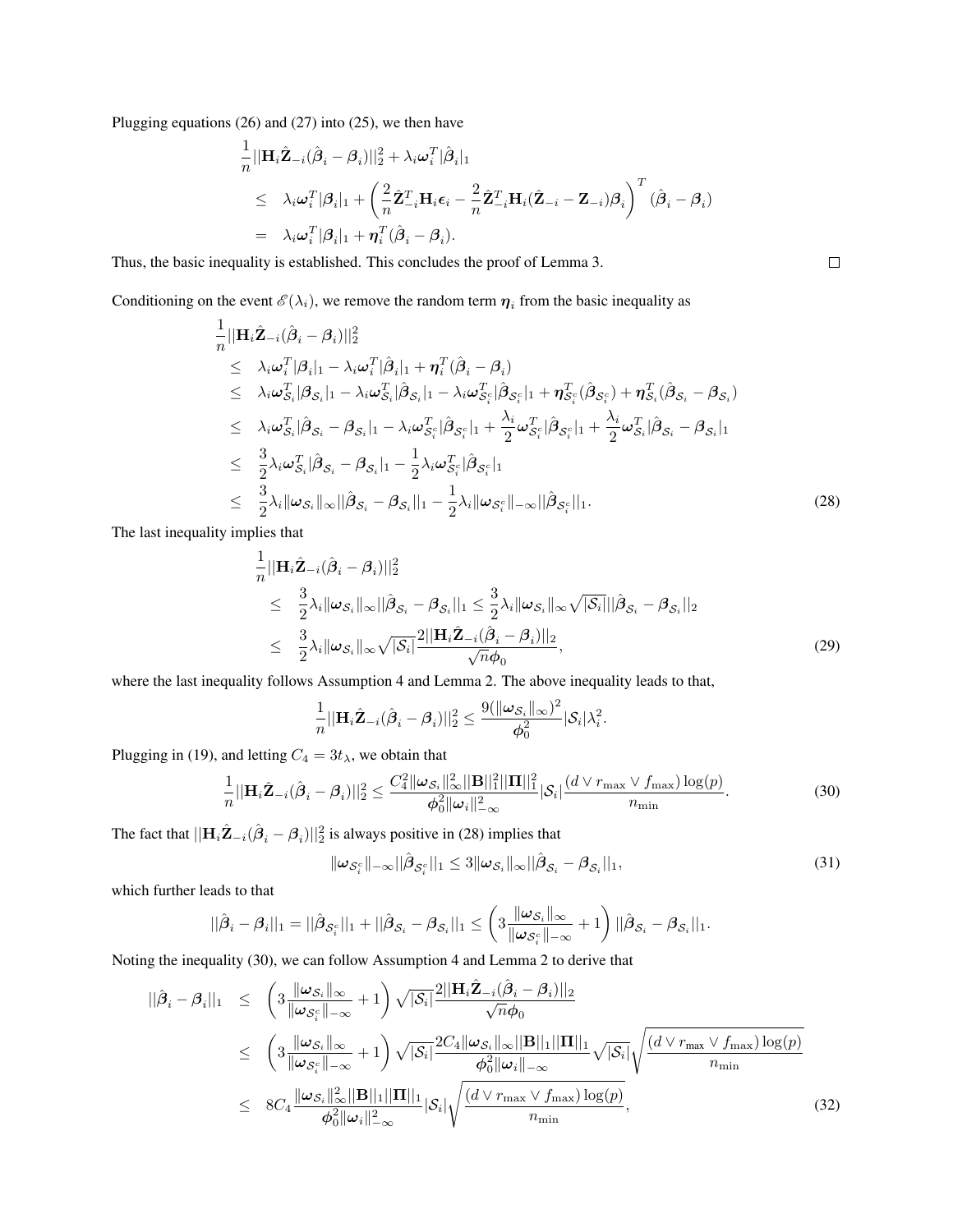Plugging equations (26) and (27) into (25), we then have

$$
\begin{aligned}
& \frac{1}{n}||\mathbf{H}_i\hat{\mathbf{Z}}_{-i}(\hat{\boldsymbol{\beta}}_i - \boldsymbol{\beta}_i)||_2^2 + \lambda_i \boldsymbol{\omega}_i^T|\hat{\boldsymbol{\beta}}_i|_1 \\
\leq \quad & \lambda_i \boldsymbol{\omega}_i^T|\boldsymbol{\beta}_i|_1 + \left(\frac{2}{n}\hat{\mathbf{Z}}_{-i}^T\mathbf{H}_i\boldsymbol{\epsilon}_i - \frac{2}{n}\hat{\mathbf{Z}}_{-i}^T\mathbf{H}_i(\hat{\mathbf{Z}}_{-i} - \mathbf{Z}_{-i})\boldsymbol{\beta}_i\right)^T(\hat{\boldsymbol{\beta}}_i - \boldsymbol{\beta}_i) \\
= \quad & \lambda_i \boldsymbol{\omega}_i^T|\boldsymbol{\beta}_i|_1 + \boldsymbol{\eta}_i^T(\hat{\boldsymbol{\beta}}_i - \boldsymbol{\beta}_i).
\end{aligned}
$$

Thus, the basic inequality is established. This concludes the proof of Lemma 3. □

Conditioning on the event $\mathscr{E}(\lambda_i)$, we remove the random term $\boldsymbol{\eta}_i$ from the basic inequality as

$$
\begin{aligned}
& \frac{1}{n}||\mathbf{H}_i\hat{\mathbf{Z}}_{-i}(\hat{\boldsymbol{\beta}}_i - \boldsymbol{\beta}_i)||_2^2 \\
\leq \quad & \lambda_i \boldsymbol{\omega}_i^T|\boldsymbol{\beta}_i|_1 - \lambda_i \boldsymbol{\omega}_i^T|\hat{\boldsymbol{\beta}}_i|_1 + \boldsymbol{\eta}_i^T(\hat{\boldsymbol{\beta}}_i - \boldsymbol{\beta}_i) \\
\leq \quad & \lambda_i \boldsymbol{\omega}_{\mathcal{S}_i}^T|\boldsymbol{\beta}_{\mathcal{S}_i}|_1 - \lambda_i \boldsymbol{\omega}_{\mathcal{S}_i}^T|\hat{\boldsymbol{\beta}}_{\mathcal{S}_i}|_1 - \lambda_i \boldsymbol{\omega}_{\mathcal{S}_i^c}^T|\hat{\boldsymbol{\beta}}_{\mathcal{S}_i^c}|_1 + \boldsymbol{\eta}_{\mathcal{S}_i^c}^T(\hat{\boldsymbol{\beta}}_{\mathcal{S}_i^c}) + \boldsymbol{\eta}_{\mathcal{S}_i}^T(\hat{\boldsymbol{\beta}}_{\mathcal{S}_i} - \boldsymbol{\beta}_{\mathcal{S}_i}) \\
\leq \quad & \lambda_i \boldsymbol{\omega}_{\mathcal{S}_i}^T|\hat{\boldsymbol{\beta}}_{\mathcal{S}_i} - \boldsymbol{\beta}_{\mathcal{S}_i}|_1 - \lambda_i \boldsymbol{\omega}_{\mathcal{S}_i^c}^T|\hat{\boldsymbol{\beta}}_{\mathcal{S}_i^c}|_1 + \frac{\lambda_i}{2}\boldsymbol{\omega}_{\mathcal{S}_i^c}^T|\hat{\boldsymbol{\beta}}_{\mathcal{S}_i^c}|_1 + \frac{\lambda_i}{2}\boldsymbol{\omega}_{\mathcal{S}_i}^T|\hat{\boldsymbol{\beta}}_{\mathcal{S}_i} - \boldsymbol{\beta}_{\mathcal{S}_i}|_1 \\
\leq \quad & \frac{3}{2}\lambda_i \boldsymbol{\omega}_{\mathcal{S}_i}^T|\hat{\boldsymbol{\beta}}_{\mathcal{S}_i} - \boldsymbol{\beta}_{\mathcal{S}_i}|_1 - \frac{1}{2}\lambda_i \boldsymbol{\omega}_{\mathcal{S}_i^c}^T|\hat{\boldsymbol{\beta}}_{\mathcal{S}_i^c}|_1 \\
\leq \quad & \frac{3}{2}\lambda_i \|\boldsymbol{\omega}_{\mathcal{S}_i}\|_\infty||\hat{\boldsymbol{\beta}}_{\mathcal{S}_i} - \boldsymbol{\beta}_{\mathcal{S}_i}||_1 - \frac{1}{2}\lambda_i \|\boldsymbol{\omega}_{\mathcal{S}_i^c}\|_{-\infty}||\hat{\boldsymbol{\beta}}_{\mathcal{S}_i^c}||_1. \qquad (28)
\end{aligned}
$$

The last inequality implies that

$$
\begin{aligned}
& \frac{1}{n}||\mathbf{H}_i\hat{\mathbf{Z}}_{-i}(\hat{\boldsymbol{\beta}}_i - \boldsymbol{\beta}_i)||_2^2 \\
\leq \quad & \frac{3}{2}\lambda_i \|\boldsymbol{\omega}_{\mathcal{S}_i}\|_\infty||\hat{\boldsymbol{\beta}}_{\mathcal{S}_i} - \boldsymbol{\beta}_{\mathcal{S}_i}||_1 \leq \frac{3}{2}\lambda_i \|\boldsymbol{\omega}_{\mathcal{S}_i}\|_\infty \sqrt{|\mathcal{S}_i|}||\hat{\boldsymbol{\beta}}_{\mathcal{S}_i} - \boldsymbol{\beta}_{\mathcal{S}_i}||_2 \\
\leq \quad & \frac{3}{2}\lambda_i \|\boldsymbol{\omega}_{\mathcal{S}_i}\|_\infty \sqrt{|\mathcal{S}_i|}\frac{2||\mathbf{H}_i\hat{\mathbf{Z}}_{-i}(\hat{\boldsymbol{\beta}}_i - \boldsymbol{\beta}_i)||_2}{\sqrt{n}\boldsymbol{\phi}_0}, \qquad (29)
\end{aligned}
$$

where the last inequality follows Assumption 4 and Lemma 2. The above inequality leads to that,

$$
\frac{1}{n}||\mathbf{H}_i\hat{\mathbf{Z}}_{-i}(\hat{\boldsymbol{\beta}}_i - \boldsymbol{\beta}_i)||_2^2 \leq \frac{9(\|\boldsymbol{\omega}_{\mathcal{S}_i}\|_\infty)^2}{\boldsymbol{\phi}_0^2}|\mathcal{S}_i|\lambda_i^2.
$$

Plugging in (19), and letting $C_4 = 3t_\lambda$, we obtain that

$$
\frac{1}{n}||\mathbf{H}_i\hat{\mathbf{Z}}_{-i}(\hat{\boldsymbol{\beta}}_i - \boldsymbol{\beta}_i)||_2^2 \leq \frac{C_4^2\|\boldsymbol{\omega}_{\mathcal{S}_i}\|_\infty^2||\mathbf{B}||_1^2||\boldsymbol{\Pi}||_1^2}{\boldsymbol{\phi}_0^2\|\boldsymbol{\omega}_i\|_{-\infty}^2}|\mathcal{S}_i|\frac{(d \vee r_{\max} \vee f_{\max})\log(p)}{n_{\min}}. \qquad (30)
$$

The fact that $||\mathbf{H}_i\hat{\mathbf{Z}}_{-i}(\hat{\boldsymbol{\beta}}_i - \boldsymbol{\beta}_i)||_2^2$ is always positive in (28) implies that

$$
\|\boldsymbol{\omega}_{\mathcal{S}_i^c}\|_{-\infty}||\hat{\boldsymbol{\beta}}_{\mathcal{S}_i^c}||_1 \leq 3\|\boldsymbol{\omega}_{\mathcal{S}_i}\|_\infty||\hat{\boldsymbol{\beta}}_{\mathcal{S}_i} - \boldsymbol{\beta}_{\mathcal{S}_i}||_1, \qquad (31)
$$

which further leads to that

$$
||\hat{\boldsymbol{\beta}}_i - \boldsymbol{\beta}_i||_1 = ||\hat{\boldsymbol{\beta}}_{\mathcal{S}_i^c}||_1 + ||\hat{\boldsymbol{\beta}}_{\mathcal{S}_i} - \boldsymbol{\beta}_{\mathcal{S}_i}||_1 \leq \left(3\frac{\|\boldsymbol{\omega}_{\mathcal{S}_i}\|_\infty}{\|\boldsymbol{\omega}_{\mathcal{S}_i^c}\|_{-\infty}} + 1\right)||\hat{\boldsymbol{\beta}}_{\mathcal{S}_i} - \boldsymbol{\beta}_{\mathcal{S}_i}||_1.
$$

Noting the inequality (30), we can follow Assumption 4 and Lemma 2 to derive that

$$
\begin{aligned}
||\hat{\boldsymbol{\beta}}_i - \boldsymbol{\beta}_i||_1 \quad \leq \quad & \left(3\frac{\|\boldsymbol{\omega}_{\mathcal{S}_i}\|_\infty}{\|\boldsymbol{\omega}_{\mathcal{S}_i^c}\|_{-\infty}} + 1\right)\sqrt{|\mathcal{S}_i|}\frac{2||\mathbf{H}_i\hat{\mathbf{Z}}_{-i}(\hat{\boldsymbol{\beta}}_i - \boldsymbol{\beta}_i)||_2}{\sqrt{n}\boldsymbol{\phi}_0} \\
\leq \quad & \left(3\frac{\|\boldsymbol{\omega}_{\mathcal{S}_i}\|_\infty}{\|\boldsymbol{\omega}_{\mathcal{S}_i^c}\|_{-\infty}} + 1\right)\sqrt{|\mathcal{S}_i|}\frac{2C_4\|\boldsymbol{\omega}_{\mathcal{S}_i}\|_\infty||\mathbf{B}||_1||\boldsymbol{\Pi}||_1}{\boldsymbol{\phi}_0^2\|\boldsymbol{\omega}_i\|_{-\infty}}\sqrt{|\mathcal{S}_i|}\sqrt{\frac{(d \vee r_{\max} \vee f_{\max})\log(p)}{n_{\min}}} \\
\leq \quad & 8C_4\frac{\|\boldsymbol{\omega}_{\mathcal{S}_i}\|_\infty^2||\mathbf{B}||_1||\boldsymbol{\Pi}||_1}{\boldsymbol{\phi}_0^2\|\boldsymbol{\omega}_i\|_{-\infty}^2}|\mathcal{S}_i|\sqrt{\frac{(d \vee r_{\max} \vee f_{\max})\log(p)}{n_{\min}}}, \qquad (32)
\end{aligned}
$$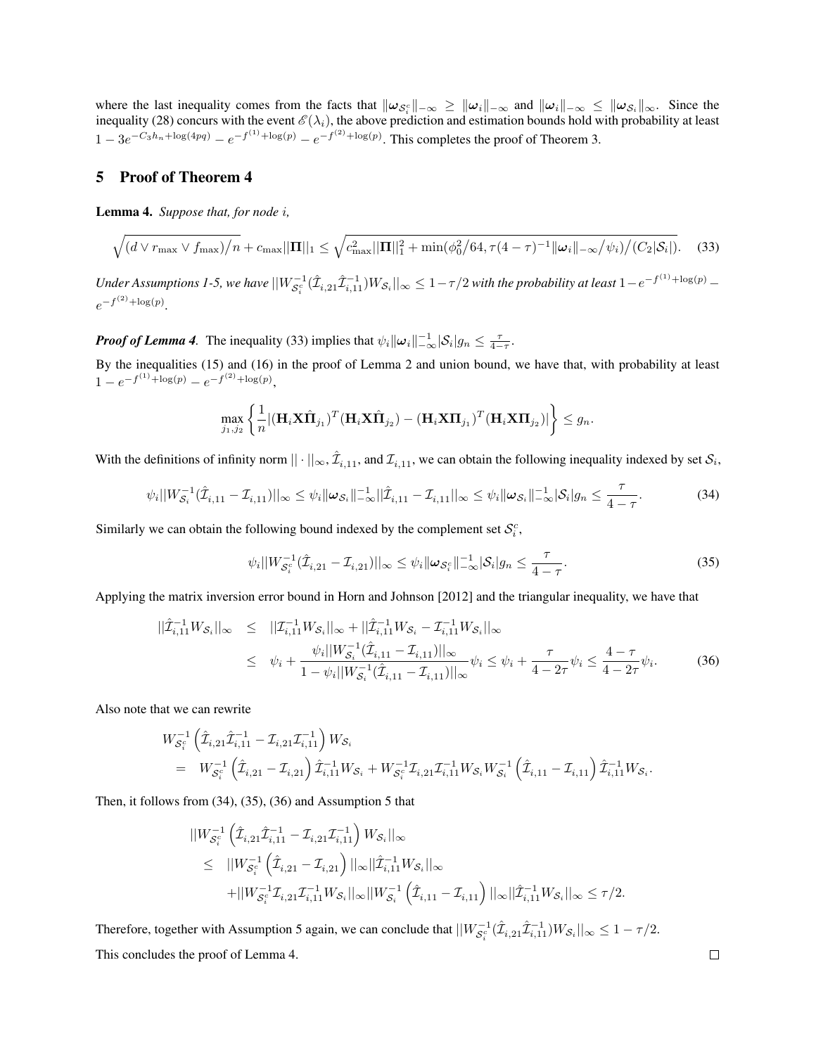where the last inequality comes from the facts that $\|\boldsymbol{\omega}_{\mathcal{S}_i^c}\|_{-\infty} \geq \|\boldsymbol{\omega}_i\|_{-\infty}$ and $\|\boldsymbol{\omega}_i\|_{-\infty} \leq \|\boldsymbol{\omega}_{\mathcal{S}_i}\|_{\infty}$. Since the inequality (28) concurs with the event $\mathscr{E}(\lambda_i)$, the above prediction and estimation bounds hold with probability at least $1 - 3e^{-C_3 h_n + \log(4pq)} - e^{-f^{(1)} + \log(p)} - e^{-f^{(2)} + \log(p)}$. This completes the proof of Theorem 3.

## 5 Proof of Theorem 4

**Lemma 4.** *Suppose that, for node $i$,*

$$\sqrt{(d \vee r_{\max} \vee f_{\max})/n} + c_{\max}||\boldsymbol{\Pi}||_1 \leq \sqrt{c_{\max}^2 ||\boldsymbol{\Pi}||_1^2 + \min(\phi_0^2/64, \tau(4-\tau)^{-1}\|\boldsymbol{\omega}_i\|_{-\infty}/\psi_i)/(C_2|\mathcal{S}_i|)}. \quad (33)$$

*Under Assumptions 1-5, we have $||W_{\mathcal{S}_i^c}^{-1}(\hat{\mathcal{I}}_{i,21}\hat{\mathcal{I}}_{i,11}^{-1})W_{\mathcal{S}_i}||_\infty \leq 1 - \tau/2$ with the probability at least $1 - e^{-f^{(1)} + \log(p)} - e^{-f^{(2)} + \log(p)}$.*

***Proof of Lemma 4.*** The inequality (33) implies that $\psi_i \|\boldsymbol{\omega}_i\|_{-\infty}^{-1} |\mathcal{S}_i| g_n \leq \frac{\tau}{4-\tau}$.

By the inequalities (15) and (16) in the proof of Lemma 2 and union bound, we have that, with probability at least $1 - e^{-f^{(1)} + \log(p)} - e^{-f^{(2)} + \log(p)}$,

$$\max_{j_1, j_2} \left\{ \frac{1}{n} |(\mathbf{H}_i \mathbf{X} \hat{\boldsymbol{\Pi}}_{j_1})^T (\mathbf{H}_i \mathbf{X} \hat{\boldsymbol{\Pi}}_{j_2}) - (\mathbf{H}_i \mathbf{X} \boldsymbol{\Pi}_{j_1})^T (\mathbf{H}_i \mathbf{X} \boldsymbol{\Pi}_{j_2})| \right\} \leq g_n.$$

With the definitions of infinity norm $||\cdot||_\infty$, $\hat{\mathcal{I}}_{i,11}$, and $\mathcal{I}_{i,11}$, we can obtain the following inequality indexed by set $\mathcal{S}_i$,

$$\psi_i ||W_{\mathcal{S}_i}^{-1}(\hat{\mathcal{I}}_{i,11} - \mathcal{I}_{i,11})||_\infty \leq \psi_i \|\boldsymbol{\omega}_{\mathcal{S}_i}\|_{-\infty}^{-1} ||\hat{\mathcal{I}}_{i,11} - \mathcal{I}_{i,11}||_\infty \leq \psi_i \|\boldsymbol{\omega}_{\mathcal{S}_i}\|_{-\infty}^{-1} |\mathcal{S}_i| g_n \leq \frac{\tau}{4-\tau}. \quad (34)$$

Similarly we can obtain the following bound indexed by the complement set $\mathcal{S}_i^c$,

$$\psi_i ||W_{\mathcal{S}_i^c}^{-1}(\hat{\mathcal{I}}_{i,21} - \mathcal{I}_{i,21})||_\infty \leq \psi_i \|\boldsymbol{\omega}_{\mathcal{S}_i^c}\|_{-\infty}^{-1} |\mathcal{S}_i| g_n \leq \frac{\tau}{4-\tau}. \quad (35)$$

Applying the matrix inversion error bound in Horn and Johnson [2012] and the triangular inequality, we have that

$$\begin{aligned}
||\hat{\mathcal{I}}_{i,11}^{-1} W_{\mathcal{S}_i}||_\infty &\leq ||\mathcal{I}_{i,11}^{-1} W_{\mathcal{S}_i}||_\infty + ||\hat{\mathcal{I}}_{i,11}^{-1} W_{\mathcal{S}_i} - \mathcal{I}_{i,11}^{-1} W_{\mathcal{S}_i}||_\infty \\
&\leq \psi_i + \frac{\psi_i ||W_{\mathcal{S}_i}^{-1}(\hat{\mathcal{I}}_{i,11} - \mathcal{I}_{i,11})||_\infty}{1 - \psi_i ||W_{\mathcal{S}_i}^{-1}(\hat{\mathcal{I}}_{i,11} - \mathcal{I}_{i,11})||_\infty} \psi_i \leq \psi_i + \frac{\tau}{4-2\tau}\psi_i \leq \frac{4-\tau}{4-2\tau}\psi_i. \quad (36)
\end{aligned}$$

Also note that we can rewrite

$$\begin{aligned}
& W_{\mathcal{S}_i^c}^{-1} \left( \hat{\mathcal{I}}_{i,21} \hat{\mathcal{I}}_{i,11}^{-1} - \mathcal{I}_{i,21} \mathcal{I}_{i,11}^{-1} \right) W_{\mathcal{S}_i} \\
= \;& W_{\mathcal{S}_i^c}^{-1} \left( \hat{\mathcal{I}}_{i,21} - \mathcal{I}_{i,21} \right) \hat{\mathcal{I}}_{i,11}^{-1} W_{\mathcal{S}_i} + W_{\mathcal{S}_i^c}^{-1} \mathcal{I}_{i,21} \mathcal{I}_{i,11}^{-1} W_{\mathcal{S}_i} W_{\mathcal{S}_i}^{-1} \left( \hat{\mathcal{I}}_{i,11} - \mathcal{I}_{i,11} \right) \hat{\mathcal{I}}_{i,11}^{-1} W_{\mathcal{S}_i}.
\end{aligned}$$

Then, it follows from (34), (35), (36) and Assumption 5 that

$$\begin{aligned}
& ||W_{\mathcal{S}_i^c}^{-1} \left( \hat{\mathcal{I}}_{i,21} \hat{\mathcal{I}}_{i,11}^{-1} - \mathcal{I}_{i,21} \mathcal{I}_{i,11}^{-1} \right) W_{\mathcal{S}_i}||_\infty \\
\leq \;& ||W_{\mathcal{S}_i^c}^{-1} \left( \hat{\mathcal{I}}_{i,21} - \mathcal{I}_{i,21} \right)||_\infty ||\hat{\mathcal{I}}_{i,11}^{-1} W_{\mathcal{S}_i}||_\infty \\
& + ||W_{\mathcal{S}_i^c}^{-1} \mathcal{I}_{i,21} \mathcal{I}_{i,11}^{-1} W_{\mathcal{S}_i}||_\infty ||W_{\mathcal{S}_i}^{-1} \left( \hat{\mathcal{I}}_{i,11} - \mathcal{I}_{i,11} \right)||_\infty ||\hat{\mathcal{I}}_{i,11}^{-1} W_{\mathcal{S}_i}||_\infty \leq \tau/2.
\end{aligned}$$

Therefore, together with Assumption 5 again, we can conclude that $||W_{\mathcal{S}_i^c}^{-1}(\hat{\mathcal{I}}_{i,21}\hat{\mathcal{I}}_{i,11}^{-1})W_{\mathcal{S}_i}||_\infty \leq 1 - \tau/2$.

This concludes the proof of Lemma 4. □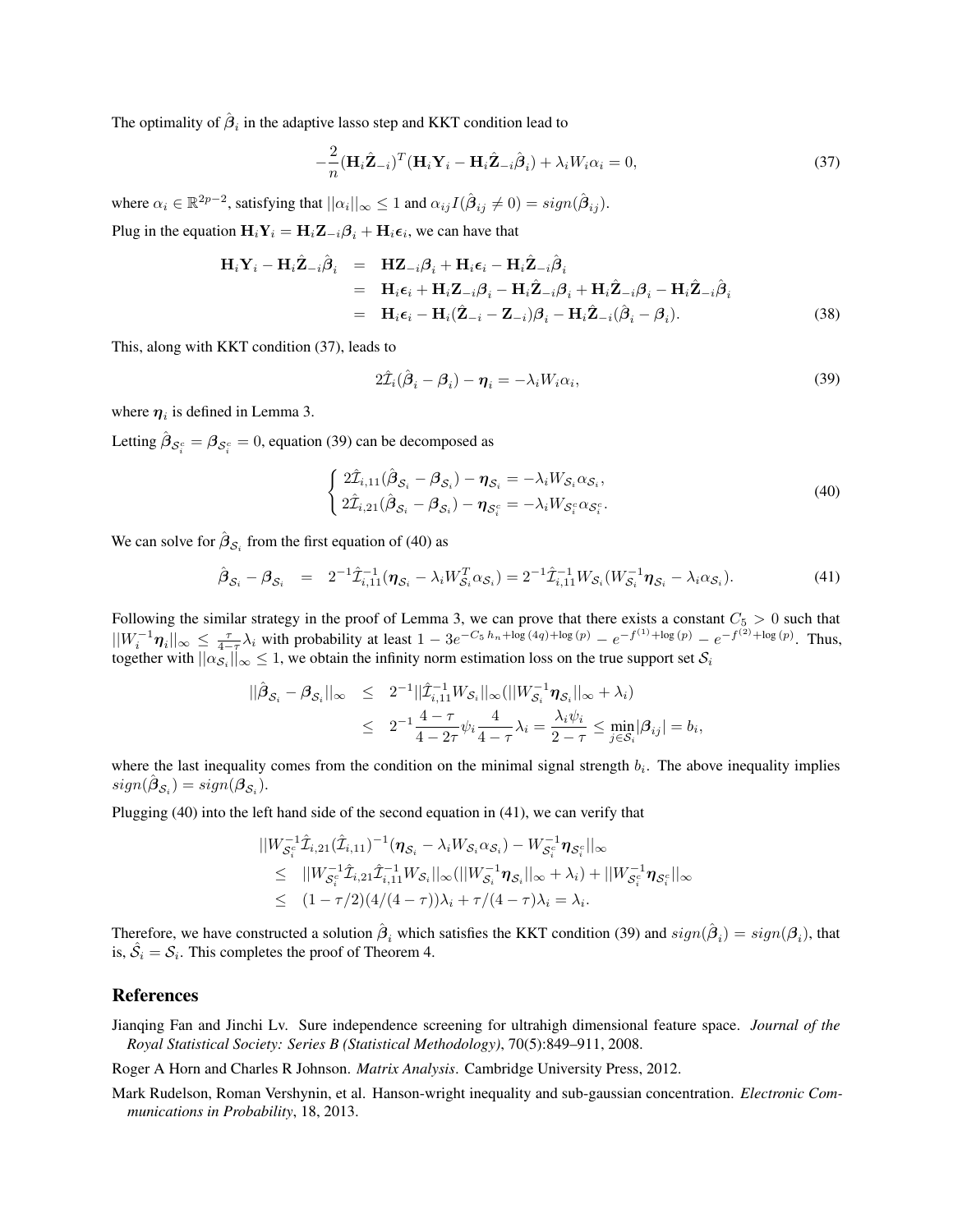The optimality of $\hat{\boldsymbol{\beta}}_i$ in the adaptive lasso step and KKT condition lead to

$$-\frac{2}{n}(\mathbf{H}_i\hat{\mathbf{Z}}_{-i})^T(\mathbf{H}_i\mathbf{Y}_i - \mathbf{H}_i\hat{\mathbf{Z}}_{-i}\hat{\boldsymbol{\beta}}_i) + \lambda_i W_i \alpha_i = 0, \tag{37}$$

where $\alpha_i \in \mathbb{R}^{2p-2}$, satisfying that $||\alpha_i||_\infty \leq 1$ and $\alpha_{ij} I(\hat{\boldsymbol{\beta}}_{ij} \neq 0) = sign(\hat{\boldsymbol{\beta}}_{ij})$.

Plug in the equation $\mathbf{H}_i\mathbf{Y}_i = \mathbf{H}_i\mathbf{Z}_{-i}\boldsymbol{\beta}_i + \mathbf{H}_i\boldsymbol{\epsilon}_i$, we can have that

$$\begin{aligned}
\mathbf{H}_i\mathbf{Y}_i - \mathbf{H}_i\hat{\mathbf{Z}}_{-i}\hat{\boldsymbol{\beta}}_i &= \mathbf{H}\mathbf{Z}_{-i}\boldsymbol{\beta}_i + \mathbf{H}_i\boldsymbol{\epsilon}_i - \mathbf{H}_i\hat{\mathbf{Z}}_{-i}\hat{\boldsymbol{\beta}}_i \\
&= \mathbf{H}_i\boldsymbol{\epsilon}_i + \mathbf{H}_i\mathbf{Z}_{-i}\boldsymbol{\beta}_i - \mathbf{H}_i\hat{\mathbf{Z}}_{-i}\boldsymbol{\beta}_i + \mathbf{H}_i\hat{\mathbf{Z}}_{-i}\boldsymbol{\beta}_i - \mathbf{H}_i\hat{\mathbf{Z}}_{-i}\hat{\boldsymbol{\beta}}_i \\
&= \mathbf{H}_i\boldsymbol{\epsilon}_i - \mathbf{H}_i(\hat{\mathbf{Z}}_{-i} - \mathbf{Z}_{-i})\boldsymbol{\beta}_i - \mathbf{H}_i\hat{\mathbf{Z}}_{-i}(\hat{\boldsymbol{\beta}}_i - \boldsymbol{\beta}_i).
\end{aligned} \tag{38}$$

This, along with KKT condition (37), leads to

$$2\hat{\mathcal{I}}_i(\hat{\boldsymbol{\beta}}_i - \boldsymbol{\beta}_i) - \boldsymbol{\eta}_i = -\lambda_i W_i \alpha_i, \tag{39}$$

where $\boldsymbol{\eta}_i$ is defined in Lemma 3.

Letting $\hat{\boldsymbol{\beta}}_{\mathcal{S}_i^c} = \boldsymbol{\beta}_{\mathcal{S}_i^c} = 0$, equation (39) can be decomposed as

$$\begin{cases} 2\hat{\mathcal{I}}_{i,11}(\hat{\boldsymbol{\beta}}_{\mathcal{S}_i} - \boldsymbol{\beta}_{\mathcal{S}_i}) - \boldsymbol{\eta}_{\mathcal{S}_i} = -\lambda_i W_{\mathcal{S}_i}\alpha_{\mathcal{S}_i}, \\ 2\hat{\mathcal{I}}_{i,21}(\hat{\boldsymbol{\beta}}_{\mathcal{S}_i} - \boldsymbol{\beta}_{\mathcal{S}_i}) - \boldsymbol{\eta}_{\mathcal{S}_i^c} = -\lambda_i W_{\mathcal{S}_i^c}\alpha_{\mathcal{S}_i^c}. \end{cases} \tag{40}$$

We can solve for $\hat{\boldsymbol{\beta}}_{\mathcal{S}_i}$ from the first equation of (40) as

$$\hat{\boldsymbol{\beta}}_{\mathcal{S}_i} - \boldsymbol{\beta}_{\mathcal{S}_i} = 2^{-1}\hat{\mathcal{I}}_{i,11}^{-1}(\boldsymbol{\eta}_{\mathcal{S}_i} - \lambda_i W_{\mathcal{S}_i}^T \alpha_{\mathcal{S}_i}) = 2^{-1}\hat{\mathcal{I}}_{i,11}^{-1} W_{\mathcal{S}_i}(W_{\mathcal{S}_i}^{-1}\boldsymbol{\eta}_{\mathcal{S}_i} - \lambda_i \alpha_{\mathcal{S}_i}). \tag{41}$$

Following the similar strategy in the proof of Lemma 3, we can prove that there exists a constant $C_5 > 0$ such that $||W_i^{-1}\boldsymbol{\eta}_i||_\infty \leq \frac{\tau}{4-\tau}\lambda_i$ with probability at least $1 - 3e^{-C_5 h_n + \log(4q) + \log(p)} - e^{-f^{(1)} + \log(p)} - e^{-f^{(2)} + \log(p)}$. Thus, together with $||\alpha_{\mathcal{S}_i}||_\infty \leq 1$, we obtain the infinity norm estimation loss on the true support set $\mathcal{S}_i$

$$\begin{aligned}
||\hat{\boldsymbol{\beta}}_{\mathcal{S}_i} - \boldsymbol{\beta}_{\mathcal{S}_i}||_\infty &\leq 2^{-1}||\hat{\mathcal{I}}_{i,11}^{-1} W_{\mathcal{S}_i}||_\infty (||W_{\mathcal{S}_i}^{-1}\boldsymbol{\eta}_{\mathcal{S}_i}||_\infty + \lambda_i) \\
&\leq 2^{-1}\frac{4-\tau}{4-2\tau}\psi_i \frac{4}{4-\tau}\lambda_i = \frac{\lambda_i \psi_i}{2-\tau} \leq \min_{j \in \mathcal{S}_i}|\boldsymbol{\beta}_{ij}| = b_i,
\end{aligned}$$

where the last inequality comes from the condition on the minimal signal strength $b_i$. The above inequality implies $sign(\hat{\boldsymbol{\beta}}_{\mathcal{S}_i}) = sign(\boldsymbol{\beta}_{\mathcal{S}_i})$.

Plugging (40) into the left hand side of the second equation in (41), we can verify that

$$\begin{aligned}
&||W_{\mathcal{S}_i^c}^{-1}\hat{\mathcal{I}}_{i,21}(\hat{\mathcal{I}}_{i,11})^{-1}(\boldsymbol{\eta}_{\mathcal{S}_i} - \lambda_i W_{\mathcal{S}_i}\alpha_{\mathcal{S}_i}) - W_{\mathcal{S}_i^c}^{-1}\boldsymbol{\eta}_{\mathcal{S}_i^c}||_\infty \\
&\leq ||W_{\mathcal{S}_i^c}^{-1}\hat{\mathcal{I}}_{i,21}\hat{\mathcal{I}}_{i,11}^{-1}W_{\mathcal{S}_i}||_\infty(||W_{\mathcal{S}_i}^{-1}\boldsymbol{\eta}_{\mathcal{S}_i}||_\infty + \lambda_i) + ||W_{\mathcal{S}_i^c}^{-1}\boldsymbol{\eta}_{\mathcal{S}_i^c}||_\infty \\
&\leq (1 - \tau/2)(4/(4-\tau))\lambda_i + \tau/(4-\tau)\lambda_i = \lambda_i.
\end{aligned}$$

Therefore, we have constructed a solution $\hat{\boldsymbol{\beta}}_i$ which satisfies the KKT condition (39) and $sign(\hat{\boldsymbol{\beta}}_i) = sign(\boldsymbol{\beta}_i)$, that is, $\hat{\mathcal{S}}_i = \mathcal{S}_i$. This completes the proof of Theorem 4.

## References

Jianqing Fan and Jinchi Lv. Sure independence screening for ultrahigh dimensional feature space. *Journal of the Royal Statistical Society: Series B (Statistical Methodology)*, 70(5):849–911, 2008.

Roger A Horn and Charles R Johnson. *Matrix Analysis*. Cambridge University Press, 2012.

Mark Rudelson, Roman Vershynin, et al. Hanson-wright inequality and sub-gaussian concentration. *Electronic Communications in Probability*, 18, 2013.